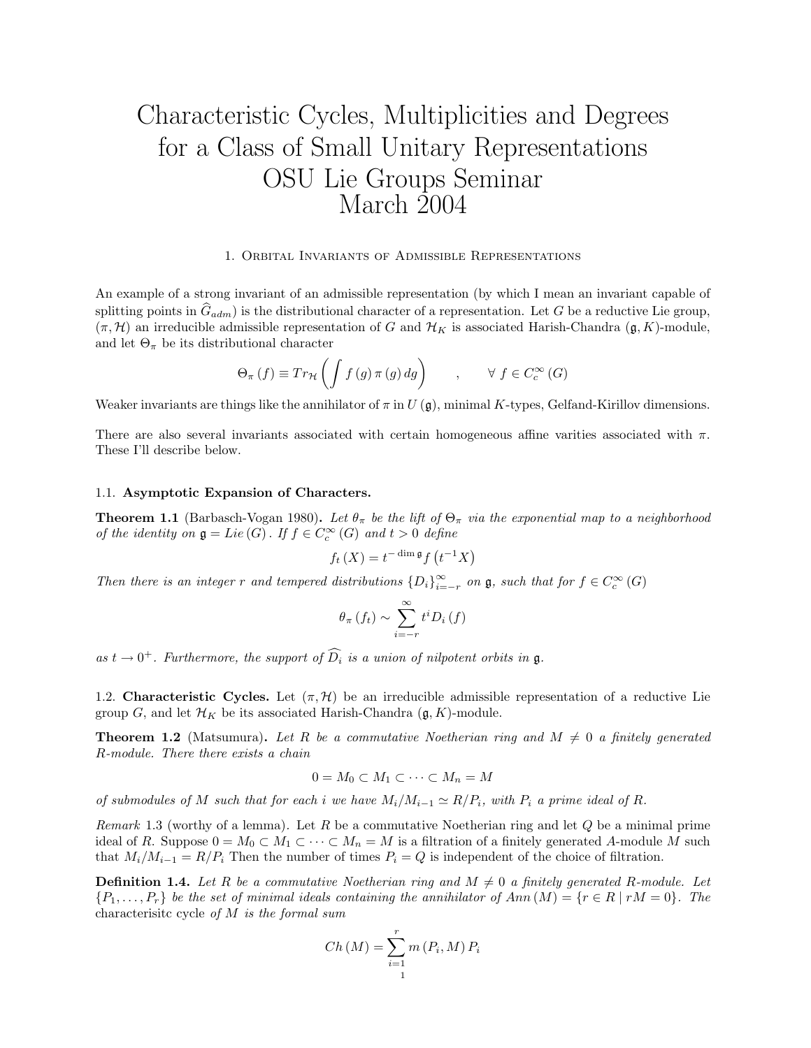# Characteristic Cycles, Multiplicities and Degrees for a Class of Small Unitary Representations OSU Lie Groups Seminar March 2004

## 1. Orbital Invariants of Admissible Representations

An example of a strong invariant of an admissible representation (by which I mean an invariant capable of splitting points in $\widehat{G}_{adm}$) is the distributional character of a representation. Let $G$ be a reductive Lie group, $(\pi, \mathcal{H})$ an irreducible admissible representation of $G$ and $\mathcal{H}_K$ is associated Harish-Chandra $(\mathfrak{g}, K)$-module, and let $\Theta_\pi$ be its distributional character

$$\Theta_\pi(f) \equiv Tr_{\mathcal{H}}\left(\int f(g)\,\pi(g)\,dg\right) \qquad , \qquad \forall\ f \in C_c^\infty(G)$$

Weaker invariants are things like the annihilator of $\pi$ in $U(\mathfrak{g})$, minimal $K$-types, Gelfand-Kirillov dimensions.

There are also several invariants associated with certain homogeneous affine varities associated with $\pi$. These I'll describe below.

### 1.1. Asymptotic Expansion of Characters.

**Theorem 1.1** (Barbasch-Vogan 1980)**.** *Let $\theta_\pi$ be the lift of $\Theta_\pi$ via the exponential map to a neighborhood of the identity on $\mathfrak{g} = Lie(G)$. If $f \in C_c^\infty(G)$ and $t > 0$ define*

$$f_t(X) = t^{-\dim \mathfrak{g}} f\left(t^{-1}X\right)$$

*Then there is an integer $r$ and tempered distributions $\{D_i\}_{i=-r}^{\infty}$ on $\mathfrak{g}$, such that for $f \in C_c^\infty(G)$*

$$\theta_\pi(f_t) \sim \sum_{i=-r}^{\infty} t^i D_i(f)$$

*as $t \to 0^+$. Furthermore, the support of $\widehat{D_i}$ is a union of nilpotent orbits in $\mathfrak{g}$.*

### 1.2. Characteristic Cycles.

Let $(\pi, \mathcal{H})$ be an irreducible admissible representation of a reductive Lie group $G$, and let $\mathcal{H}_K$ be its associated Harish-Chandra $(\mathfrak{g}, K)$-module.

**Theorem 1.2** (Matsumura)**.** *Let $R$ be a commutative Noetherian ring and $M \neq 0$ a finitely generated $R$-module. There there exists a chain*

$$0 = M_0 \subset M_1 \subset \cdots \subset M_n = M$$

*of submodules of $M$ such that for each $i$ we have $M_i/M_{i-1} \simeq R/P_i$, with $P_i$ a prime ideal of $R$.*

*Remark* 1.3 (worthy of a lemma). Let $R$ be a commutative Noetherian ring and let $Q$ be a minimal prime ideal of $R$. Suppose $0 = M_0 \subset M_1 \subset \cdots \subset M_n = M$ is a filtration of a finitely generated $A$-module $M$ such that $M_i/M_{i-1} = R/P_i$ Then the number of times $P_i = Q$ is independent of the choice of filtration.

**Definition 1.4.** *Let $R$ be a commutative Noetherian ring and $M \neq 0$ a finitely generated $R$-module. Let $\{P_1, \ldots, P_r\}$ be the set of minimal ideals containing the annihilator of $Ann(M) = \{r \in R \mid rM = 0\}$. The* characterisitc cycle *of $M$ is the formal sum*

$$Ch(M) = \sum_{i=1}^{r} m(P_i, M)\, P_i$$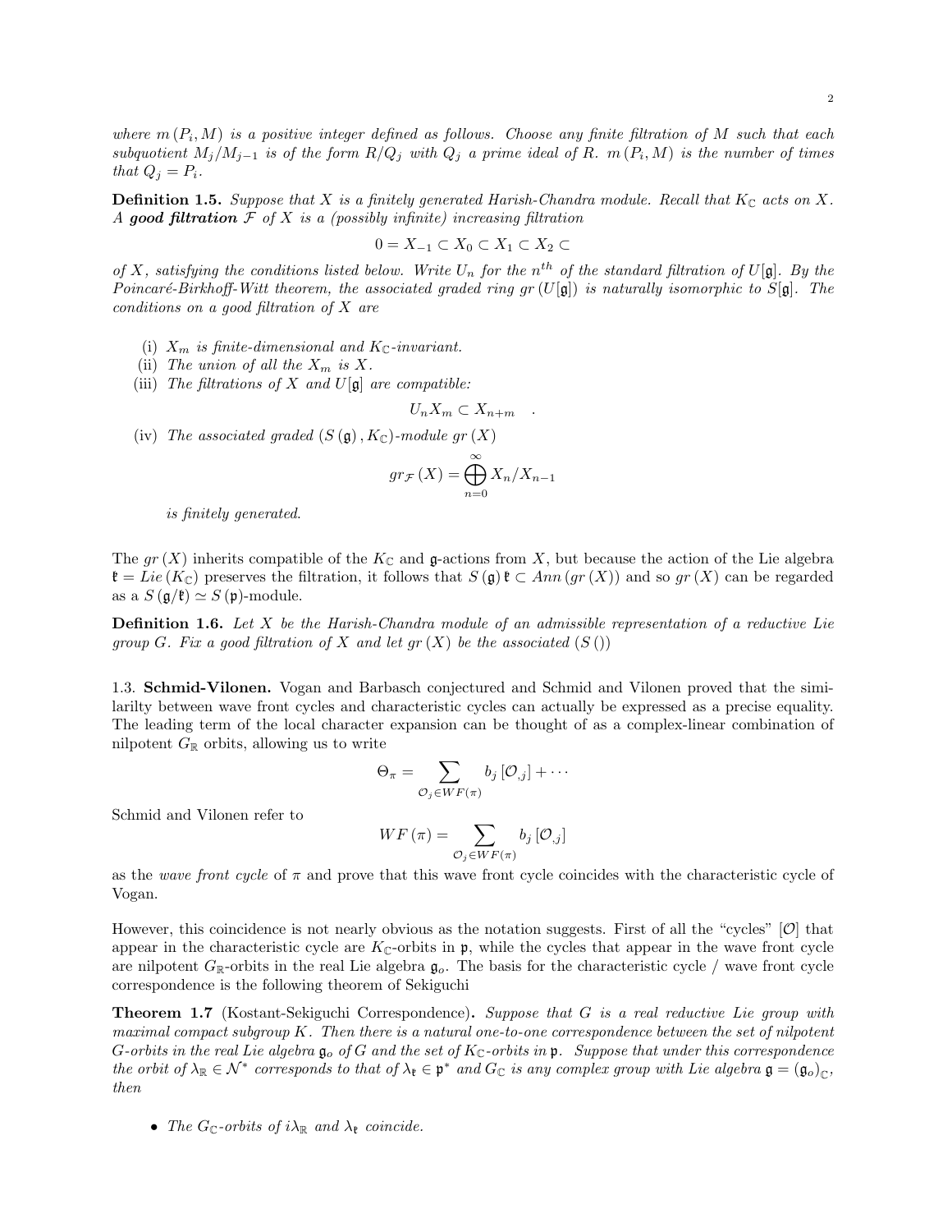*where $m(P_i, M)$ is a positive integer defined as follows. Choose any finite filtration of $M$ such that each subquotient $M_j/M_{j-1}$ is of the form $R/Q_j$ with $Q_j$ a prime ideal of $R$. $m(P_i, M)$ is the number of times that $Q_j = P_i$.*

**Definition 1.5.** *Suppose that $X$ is a finitely generated Harish-Chandra module. Recall that $K_{\mathbb{C}}$ acts on $X$. A **good filtration** $\mathcal{F}$ of $X$ is a (possibly infinite) increasing filtration*

$$0 = X_{-1} \subset X_0 \subset X_1 \subset X_2 \subset$$

*of $X$, satisfying the conditions listed below. Write $U_n$ for the $n^{th}$ of the standard filtration of $U[\mathfrak{g}]$. By the Poincaré-Birkhoff-Witt theorem, the associated graded ring $gr(U[\mathfrak{g}])$ is naturally isomorphic to $S[\mathfrak{g}]$. The conditions on a good filtration of $X$ are*

- (i) *$X_m$ is finite-dimensional and $K_{\mathbb{C}}$-invariant.*
- (ii) *The union of all the $X_m$ is $X$.*
- (iii) *The filtrations of $X$ and $U[\mathfrak{g}]$ are compatible:*
$$U_n X_m \subset X_{n+m} \quad .$$
- (iv) *The associated graded $(S(\mathfrak{g}), K_{\mathbb{C}})$-module $gr(X)$*
$$gr_{\mathcal{F}}(X) = \bigoplus_{n=0}^{\infty} X_n/X_{n-1}$$
*is finitely generated.*

The $gr(X)$ inherits compatible of the $K_{\mathbb{C}}$ and $\mathfrak{g}$-actions from $X$, but because the action of the Lie algebra $\mathfrak{k} = Lie(K_{\mathbb{C}})$ preserves the filtration, it follows that $S(\mathfrak{g})\mathfrak{k} \subset Ann(gr(X))$ and so $gr(X)$ can be regarded as a $S(\mathfrak{g}/\mathfrak{k}) \simeq S(\mathfrak{p})$-module.

**Definition 1.6.** *Let $X$ be the Harish-Chandra module of an admissible representation of a reductive Lie group $G$. Fix a good filtration of $X$ and let $gr(X)$ be the associated $(S())$*

1.3. **Schmid-Vilonen.** Vogan and Barbasch conjectured and Schmid and Vilonen proved that the simililarity between wave front cycles and characteristic cycles can actually be expressed as a precise equality. The leading term of the local character expansion can be thought of as a complex-linear combination of nilpotent $G_{\mathbb{R}}$ orbits, allowing us to write

$$\Theta_\pi = \sum_{\mathcal{O}_j \in WF(\pi)} b_j [\mathcal{O}_{,j}] + \cdots$$

Schmid and Vilonen refer to

$$WF(\pi) = \sum_{\mathcal{O}_j \in WF(\pi)} b_j [\mathcal{O}_{,j}]$$

as the *wave front cycle* of $\pi$ and prove that this wave front cycle coincides with the characteristic cycle of Vogan.

However, this coincidence is not nearly obvious as the notation suggests. First of all the "cycles" $[\mathcal{O}]$ that appear in the characteristic cycle are $K_{\mathbb{C}}$-orbits in $\mathfrak{p}$, while the cycles that appear in the wave front cycle are nilpotent $G_{\mathbb{R}}$-orbits in the real Lie algebra $\mathfrak{g}_o$. The basis for the characteristic cycle / wave front cycle correspondence is the following theorem of Sekiguchi

**Theorem 1.7** (Kostant-Sekiguchi Correspondence)**.** *Suppose that $G$ is a real reductive Lie group with maximal compact subgroup $K$. Then there is a natural one-to-one correspondence between the set of nilpotent $G$-orbits in the real Lie algebra $\mathfrak{g}_o$ of $G$ and the set of $K_{\mathbb{C}}$-orbits in $\mathfrak{p}$. Suppose that under this correspondence the orbit of $\lambda_{\mathbb{R}} \in \mathcal{N}^*$ corresponds to that of $\lambda_{\mathfrak{k}} \in \mathfrak{p}^*$ and $G_{\mathbb{C}}$ is any complex group with Lie algebra $\mathfrak{g} = (\mathfrak{g}_o)_{\mathbb{C}}$, then*

- *The $G_{\mathbb{C}}$-orbits of $i\lambda_{\mathbb{R}}$ and $\lambda_{\mathfrak{k}}$ coincide.*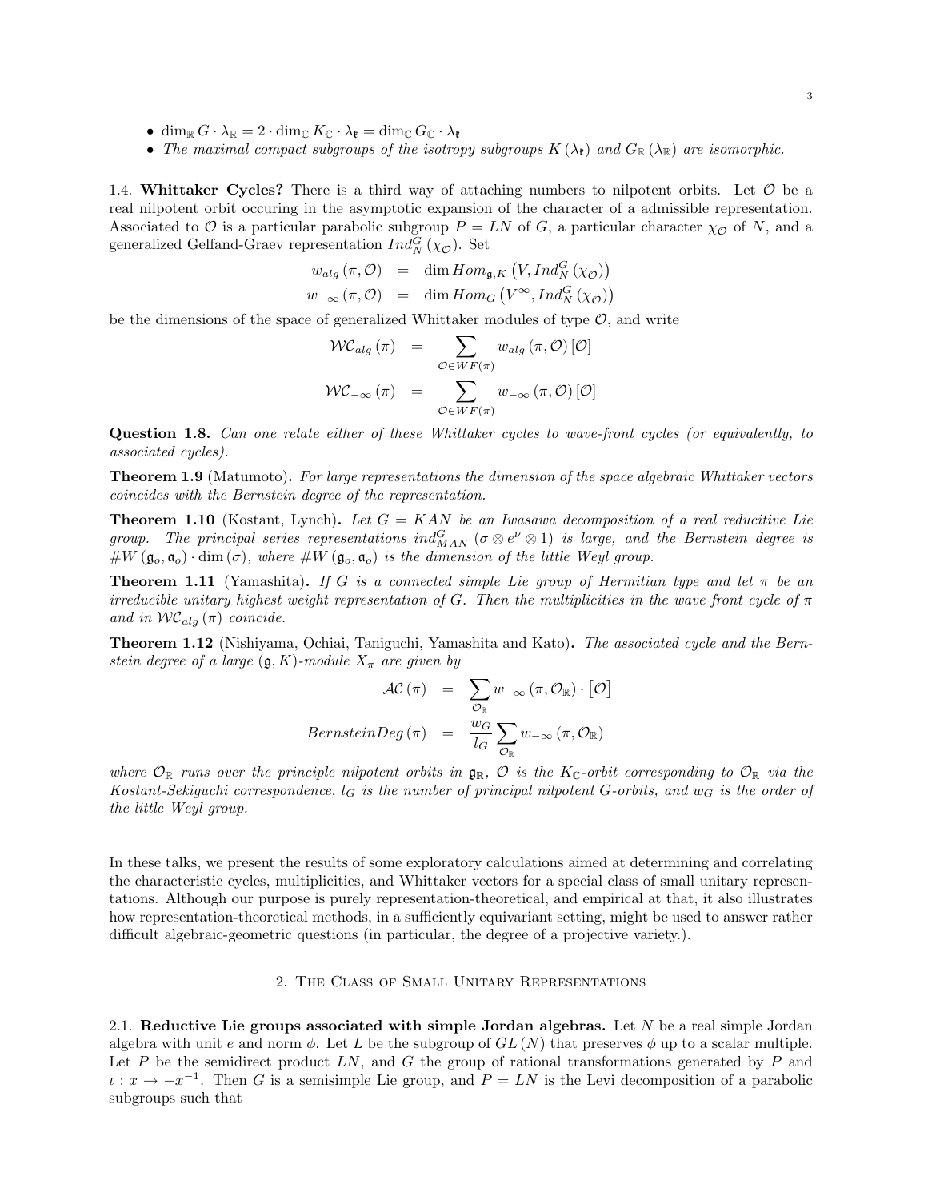- $\dim_{\mathbb{R}} G \cdot \lambda_{\mathbb{R}} = 2 \cdot \dim_{\mathbb{C}} K_{\mathbb{C}} \cdot \lambda_{\mathfrak{k}} = \dim_{\mathbb{C}} G_{\mathbb{C}} \cdot \lambda_{\mathfrak{k}}$
- *The maximal compact subgroups of the isotropy subgroups $K(\lambda_{\mathfrak{k}})$ and $G_{\mathbb{R}}(\lambda_{\mathbb{R}})$ are isomorphic.*

1.4. **Whittaker Cycles?** There is a third way of attaching numbers to nilpotent orbits. Let $\mathcal{O}$ be a real nilpotent orbit occuring in the asymptotic expansion of the character of a admissible representation. Associated to $\mathcal{O}$ is a particular parabolic subgroup $P = LN$ of $G$, a particular character $\chi_{\mathcal{O}}$ of $N$, and a generalized Gelfand-Graev representation $Ind_N^G(\chi_{\mathcal{O}})$. Set

$$
\begin{aligned}
w_{alg}(\pi, \mathcal{O}) &= \dim Hom_{\mathfrak{g},K}\left(V, Ind_N^G(\chi_{\mathcal{O}})\right) \\
w_{-\infty}(\pi, \mathcal{O}) &= \dim Hom_G\left(V^{\infty}, Ind_N^G(\chi_{\mathcal{O}})\right)
\end{aligned}
$$

be the dimensions of the space of generalized Whittaker modules of type $\mathcal{O}$, and write

$$
\begin{aligned}
\mathcal{WC}_{alg}(\pi) &= \sum_{\mathcal{O} \in WF(\pi)} w_{alg}(\pi, \mathcal{O})[\mathcal{O}] \\
\mathcal{WC}_{-\infty}(\pi) &= \sum_{\mathcal{O} \in WF(\pi)} w_{-\infty}(\pi, \mathcal{O})[\mathcal{O}]
\end{aligned}
$$

**Question 1.8.** *Can one relate either of these Whittaker cycles to wave-front cycles (or equivalently, to associated cycles).*

**Theorem 1.9** (Matumoto)**.** *For large representations the dimension of the space algebraic Whittaker vectors coincides with the Bernstein degree of the representation.*

**Theorem 1.10** (Kostant, Lynch)**.** *Let $G = KAN$ be an Iwasawa decomposition of a real reducitive Lie group. The principal series representations $ind_{MAN}^G(\sigma \otimes e^{\nu} \otimes 1)$ is large, and the Bernstein degree is $\#W(\mathfrak{g}_o, \mathfrak{a}_o) \cdot \dim(\sigma)$, where $\#W(\mathfrak{g}_o, \mathfrak{a}_o)$ is the dimension of the little Weyl group.*

**Theorem 1.11** (Yamashita)**.** *If $G$ is a connected simple Lie group of Hermitian type and let $\pi$ be an irreducible unitary highest weight representation of $G$. Then the multiplicities in the wave front cycle of $\pi$ and in $\mathcal{WC}_{alg}(\pi)$ coincide.*

**Theorem 1.12** (Nishiyama, Ochiai, Taniguchi, Yamashita and Kato)**.** *The associated cycle and the Bernstein degree of a large $(\mathfrak{g}, K)$-module $X_\pi$ are given by*

$$
\begin{aligned}
\mathcal{AC}(\pi) &= \sum_{\mathcal{O}_{\mathbb{R}}} w_{-\infty}(\pi, \mathcal{O}_{\mathbb{R}}) \cdot \left[\overline{\mathcal{O}}\right] \\
BernsteinDeg(\pi) &= \frac{w_G}{l_G} \sum_{\mathcal{O}_{\mathbb{R}}} w_{-\infty}(\pi, \mathcal{O}_{\mathbb{R}})
\end{aligned}
$$

*where $\mathcal{O}_{\mathbb{R}}$ runs over the principle nilpotent orbits in $\mathfrak{g}_{\mathbb{R}}$, $\mathcal{O}$ is the $K_{\mathbb{C}}$-orbit corresponding to $\mathcal{O}_{\mathbb{R}}$ via the Kostant-Sekiguchi correspondence, $l_G$ is the number of principal nilpotent $G$-orbits, and $w_G$ is the order of the little Weyl group.*

In these talks, we present the results of some exploratory calculations aimed at determining and correlating the characteristic cycles, multiplicities, and Whittaker vectors for a special class of small unitary representations. Although our purpose is purely representation-theoretical, and empirical at that, it also illustrates how representation-theoretical methods, in a sufficiently equivariant setting, might be used to answer rather difficult algebraic-geometric questions (in particular, the degree of a projective variety.).

## 2. The Class of Small Unitary Representations

2.1. **Reductive Lie groups associated with simple Jordan algebras.** Let $N$ be a real simple Jordan algebra with unit $e$ and norm $\phi$. Let $L$ be the subgroup of $GL(N)$ that preserves $\phi$ up to a scalar multiple. Let $P$ be the semidirect product $LN$, and $G$ the group of rational transformations generated by $P$ and $\iota : x \to -x^{-1}$. Then $G$ is a semisimple Lie group, and $P = LN$ is the Levi decomposition of a parabolic subgroups such that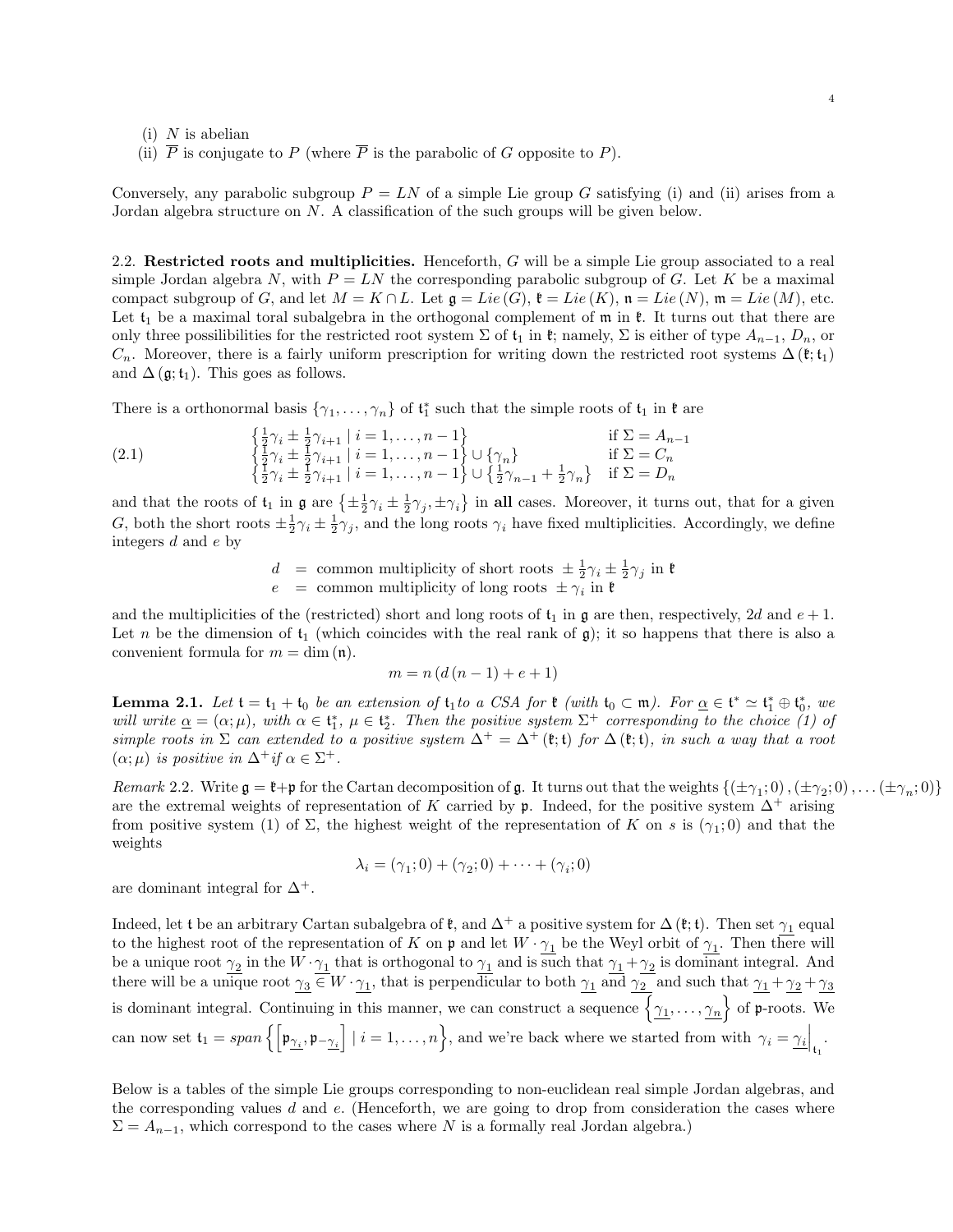(i) $N$ is abelian

(ii) $\overline{P}$ is conjugate to $P$ (where $\overline{P}$ is the parabolic of $G$ opposite to $P$).

Conversely, any parabolic subgroup $P = LN$ of a simple Lie group $G$ satisfying (i) and (ii) arises from a Jordan algebra structure on $N$. A classification of the such groups will be given below.

2.2. **Restricted roots and multiplicities.** Henceforth, $G$ will be a simple Lie group associated to a real simple Jordan algebra $N$, with $P = LN$ the corresponding parabolic subgroup of $G$. Let $K$ be a maximal compact subgroup of $G$, and let $M = K \cap L$. Let $\mathfrak{g} = Lie(G)$, $\mathfrak{k} = Lie(K)$, $\mathfrak{n} = Lie(N)$, $\mathfrak{m} = Lie(M)$, etc. Let $\mathfrak{t}_1$ be a maximal toral subalgebra in the orthogonal complement of $\mathfrak{m}$ in $\mathfrak{k}$. It turns out that there are only three possilibilities for the restricted root system $\Sigma$ of $\mathfrak{t}_1$ in $\mathfrak{k}$; namely, $\Sigma$ is either of type $A_{n-1}$, $D_n$, or $C_n$. Moreover, there is a fairly uniform prescription for writing down the restricted root systems $\Delta(\mathfrak{k};\mathfrak{t}_1)$ and $\Delta(\mathfrak{g};\mathfrak{t}_1)$. This goes as follows.

There is a orthonormal basis $\{\gamma_1, \ldots, \gamma_n\}$ of $\mathfrak{t}_1^*$ such that the simple roots of $\mathfrak{t}_1$ in $\mathfrak{k}$ are

$$
\begin{array}{ll}
\left\{\frac{1}{2}\gamma_i \pm \frac{1}{2}\gamma_{i+1} \mid i = 1, \ldots, n-1\right\} & \text{if } \Sigma = A_{n-1} \\
\left\{\frac{1}{2}\gamma_i \pm \frac{1}{2}\gamma_{i+1} \mid i = 1, \ldots, n-1\right\} \cup \{\gamma_n\} & \text{if } \Sigma = C_n \\
\left\{\frac{1}{2}\gamma_i \pm \frac{1}{2}\gamma_{i+1} \mid i = 1, \ldots, n-1\right\} \cup \left\{\frac{1}{2}\gamma_{n-1} + \frac{1}{2}\gamma_n\right\} & \text{if } \Sigma = D_n
\end{array}
\tag{2.1}
$$

and that the roots of $\mathfrak{t}_1$ in $\mathfrak{g}$ are $\left\{\pm\frac{1}{2}\gamma_i \pm \frac{1}{2}\gamma_j, \pm\gamma_i\right\}$ in **all** cases. Moreover, it turns out, that for a given $G$, both the short roots $\pm\frac{1}{2}\gamma_i \pm \frac{1}{2}\gamma_j$, and the long roots $\gamma_i$ have fixed multiplicities. Accordingly, we define integers $d$ and $e$ by

$$
\begin{aligned}
d &= \text{common multiplicity of short roots } \pm\tfrac{1}{2}\gamma_i \pm \tfrac{1}{2}\gamma_j \text{ in } \mathfrak{k} \\
e &= \text{common multiplicity of long roots } \pm\gamma_i \text{ in } \mathfrak{k}
\end{aligned}
$$

and the multiplicities of the (restricted) short and long roots of $\mathfrak{t}_1$ in $\mathfrak{g}$ are then, respectively, $2d$ and $e+1$. Let $n$ be the dimension of $\mathfrak{t}_1$ (which coincides with the real rank of $\mathfrak{g}$); it so happens that there is also a convenient formula for $m = \dim(\mathfrak{n})$.

$$
m = n\left(d(n-1) + e + 1\right)
$$

**Lemma 2.1.** *Let $\mathfrak{t} = \mathfrak{t}_1 + \mathfrak{t}_0$ be an extension of $\mathfrak{t}_1$ to a CSA for $\mathfrak{k}$ (with $\mathfrak{t}_0 \subset \mathfrak{m}$). For $\underline{\alpha} \in \mathfrak{t}^* \simeq \mathfrak{t}_1^* \oplus \mathfrak{t}_0^*$, we will write $\underline{\alpha} = (\alpha;\mu)$, with $\alpha \in \mathfrak{t}_1^*$, $\mu \in \mathfrak{t}_2^*$. Then the positive system $\Sigma^+$ corresponding to the choice (1) of simple roots in $\Sigma$ can extended to a positive system $\Delta^+ = \Delta^+(\mathfrak{k};\mathfrak{t})$ for $\Delta(\mathfrak{k};\mathfrak{t})$, in such a way that a root $(\alpha;\mu)$ is positive in $\Delta^+$ if $\alpha \in \Sigma^+$.*

*Remark* 2.2. Write $\mathfrak{g} = \mathfrak{k} + \mathfrak{p}$ for the Cartan decomposition of $\mathfrak{g}$. It turns out that the weights $\{(\pm\gamma_1;0), (\pm\gamma_2;0), \ldots (\pm\gamma_n;0)\}$ are the extremal weights of representation of $K$ carried by $\mathfrak{p}$. Indeed, for the positive system $\Delta^+$ arising from positive system (1) of $\Sigma$, the highest weight of the representation of $K$ on $s$ is $(\gamma_1;0)$ and that the weights

$$
\lambda_i = (\gamma_1;0) + (\gamma_2;0) + \cdots + (\gamma_i;0)
$$

are dominant integral for $\Delta^+$.

Indeed, let $\mathfrak{t}$ be an arbitrary Cartan subalgebra of $\mathfrak{k}$, and $\Delta^+$ a positive system for $\Delta(\mathfrak{k};\mathfrak{t})$. Then set $\underline{\gamma_1}$ equal to the highest root of the representation of $K$ on $\mathfrak{p}$ and let $W \cdot \underline{\gamma_1}$ be the Weyl orbit of $\underline{\gamma_1}$. Then there will be a unique root $\underline{\gamma_2}$ in the $W \cdot \underline{\gamma_1}$ that is orthogonal to $\underline{\gamma_1}$ and is such that $\underline{\gamma_1} + \underline{\gamma_2}$ is dominant integral. And there will be a unique root $\underline{\gamma_3} \in W \cdot \underline{\gamma_1}$, that is perpendicular to both $\underline{\gamma_1}$ and $\underline{\gamma_2}$ and such that $\underline{\gamma_1} + \underline{\gamma_2} + \underline{\gamma_3}$ is dominant integral. Continuing in this manner, we can construct a sequence $\left\{\underline{\gamma_1}, \ldots, \underline{\gamma_n}\right\}$ of $\mathfrak{p}$-roots. We can now set $\mathfrak{t}_1 = span\left\{\left[\mathfrak{p}_{\underline{\gamma_i}}, \mathfrak{p}_{-\underline{\gamma_i}}\right] \mid i = 1, \ldots, n\right\}$, and we're back where we started from with $\gamma_i = \left.\underline{\gamma_i}\right|_{\mathfrak{t}_1}$.

Below is a tables of the simple Lie groups corresponding to non-euclidean real simple Jordan algebras, and the corresponding values $d$ and $e$. (Henceforth, we are going to drop from consideration the cases where $\Sigma = A_{n-1}$, which correspond to the cases where $N$ is a formally real Jordan algebra.)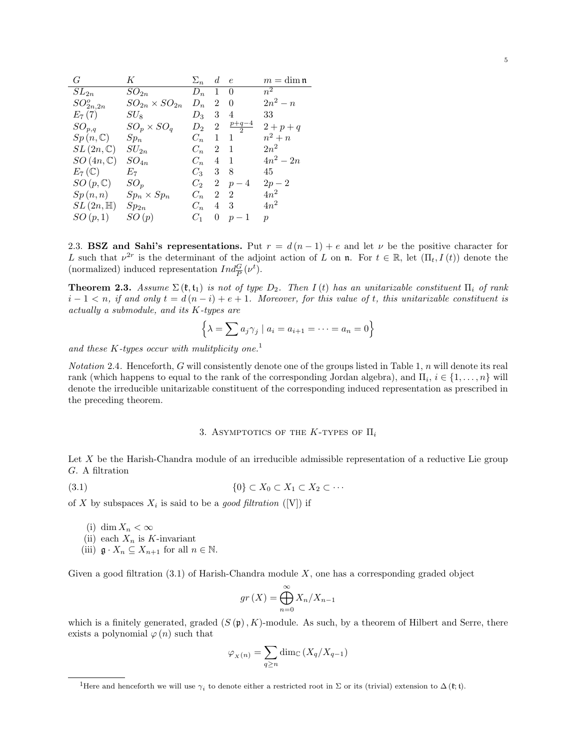| $G$ | $K$ | $\Sigma_n$ | $d$ | $e$ | $m = \dim \mathfrak{n}$ |
|---|---|---|---|---|---|
| $SL_{2n}$ | $SO_{2n}$ | $D_n$ | 1 | 0 | $n^2$ |
| $SO^o_{2n,2n}$ | $SO_{2n} \times SO_{2n}$ | $D_n$ | 2 | 0 | $2n^2 - n$ |
| $E_7(7)$ | $SU_8$ | $D_3$ | 3 | 4 | 33 |
| $SO_{p,q}$ | $SO_p \times SO_q$ | $D_2$ | 2 | $\frac{p+q-4}{2}$ | $2 + p + q$ |
| $Sp(n, \mathbb{C})$ | $Sp_n$ | $C_n$ | 1 | 1 | $n^2 + n$ |
| $SL(2n, \mathbb{C})$ | $SU_{2n}$ | $C_n$ | 2 | 1 | $2n^2$ |
| $SO(4n, \mathbb{C})$ | $SO_{4n}$ | $C_n$ | 4 | 1 | $4n^2 - 2n$ |
| $E_7(\mathbb{C})$ | $E_7$ | $C_3$ | 3 | 8 | 45 |
| $SO(p, \mathbb{C})$ | $SO_p$ | $C_2$ | 2 | $p - 4$ | $2p - 2$ |
| $Sp(n, n)$ | $Sp_n \times Sp_n$ | $C_n$ | 2 | 2 | $4n^2$ |
| $SL(2n, \mathbb{H})$ | $Sp_{2n}$ | $C_n$ | 4 | 3 | $4n^2$ |
| $SO(p, 1)$ | $SO(p)$ | $C_1$ | 0 | $p - 1$ | $p$ |

2.3. **BSZ and Sahi's representations.** Put $r = d(n-1) + e$ and let $\nu$ be the positive character for $L$ such that $\nu^{2r}$ is the determinant of the adjoint action of $L$ on $\mathfrak{n}$. For $t \in \mathbb{R}$, let $(\Pi_t, I(t))$ denote the (normalized) induced representation $Ind_P^G(\nu^t)$.

**Theorem 2.3.** *Assume $\Sigma(\mathfrak{k}, \mathfrak{t}_1)$ is not of type $D_2$. Then $I(t)$ has an unitarizable constituent $\Pi_i$ of rank $i - 1 < n$, if and only $t = d(n-i) + e + 1$. Moreover, for this value of $t$, this unitarizable constituent is actually a submodule, and its $K$-types are*

$$\left\{ \lambda = \sum a_j \gamma_j \mid a_i = a_{i+1} = \cdots = a_n = 0 \right\}$$

*and these $K$-types occur with mulitplicity one.*[1]

*Notation* 2.4. Henceforth, $G$ will consistently denote one of the groups listed in Table 1, $n$ will denote its real rank (which happens to equal to the rank of the corresponding Jordan algebra), and $\Pi_i$, $i \in \{1, \ldots, n\}$ will denote the irreducible unitarizable constituent of the corresponding induced representation as prescribed in the preceding theorem.

## 3. Asymptotics of the $K$-types of $\Pi_i$

Let $X$ be the Harish-Chandra module of an irreducible admissible representation of a reductive Lie group $G$. A filtration

$$\{0\} \subset X_0 \subset X_1 \subset X_2 \subset \cdots \tag{3.1}$$

of $X$ by subspaces $X_i$ is said to be a *good filtration* ([V]) if

(i) $\dim X_n < \infty$
(ii) each $X_n$ is $K$-invariant
(iii) $\mathfrak{g} \cdot X_n \subseteq X_{n+1}$ for all $n \in \mathbb{N}$.

Given a good filtration (3.1) of Harish-Chandra module $X$, one has a corresponding graded object

$$gr(X) = \bigoplus_{n=0}^{\infty} X_n / X_{n-1}$$

which is a finitely generated, graded $(S(\mathfrak{p}), K)$-module. As such, by a theorem of Hilbert and Serre, there exists a polynomial $\varphi(n)$ such that

$$\varphi_{X(n)} = \sum_{q \geq n} \dim_{\mathbb{C}} (X_q / X_{q-1})$$

[1] Here and henceforth we will use $\gamma_i$ to denote either a restricted root in $\Sigma$ or its (trivial) extension to $\Delta(\mathfrak{k}; \mathfrak{t})$.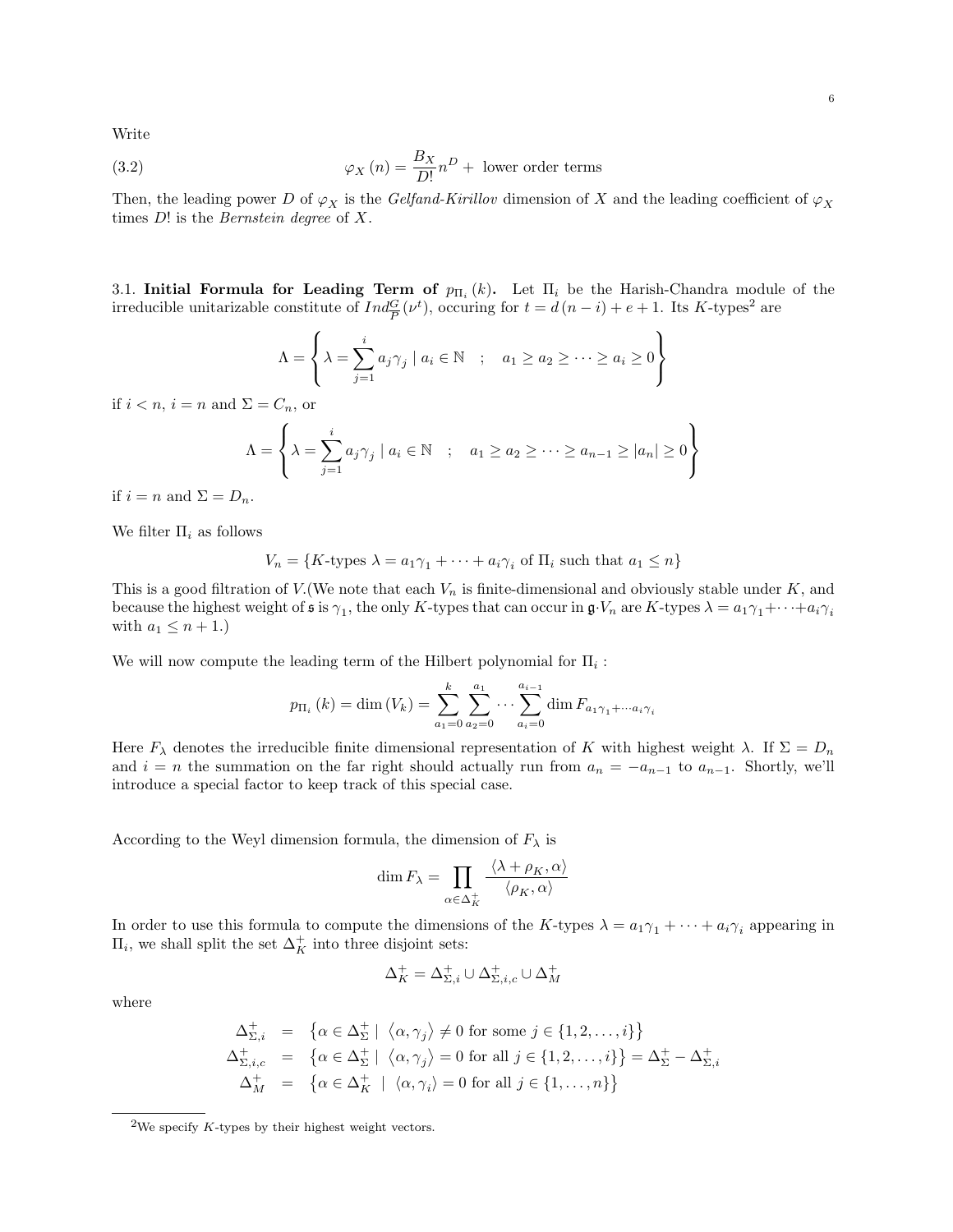Write

$$\varphi_X(n) = \frac{B_X}{D!} n^D + \text{ lower order terms} \tag{3.2}$$

Then, the leading power $D$ of $\varphi_X$ is the *Gelfand-Kirillov* dimension of $X$ and the leading coefficient of $\varphi_X$ times $D!$ is the *Bernstein degree* of $X$.

### 3.1. Initial Formula for Leading Term of $p_{\Pi_i}(k)$.

Let $\Pi_i$ be the Harish-Chandra module of the irreducible unitarizable constitute of $Ind_P^G(\nu^t)$, occuring for $t = d(n-i) + e + 1$. Its $K$-types[2] are

$$\Lambda = \left\{ \lambda = \sum_{j=1}^{i} a_j \gamma_j \mid a_i \in \mathbb{N} \quad ; \quad a_1 \geq a_2 \geq \cdots \geq a_i \geq 0 \right\}$$

if $i < n$, $i = n$ and $\Sigma = C_n$, or

$$\Lambda = \left\{ \lambda = \sum_{j=1}^{i} a_j \gamma_j \mid a_i \in \mathbb{N} \quad ; \quad a_1 \geq a_2 \geq \cdots \geq a_{n-1} \geq |a_n| \geq 0 \right\}$$

if $i = n$ and $\Sigma = D_n$.

We filter $\Pi_i$ as follows

$$V_n = \{K\text{-types } \lambda = a_1\gamma_1 + \cdots + a_i\gamma_i \text{ of } \Pi_i \text{ such that } a_1 \leq n\}$$

This is a good filtration of $V$.(We note that each $V_n$ is finite-dimensional and obviously stable under $K$, and because the highest weight of $\mathfrak{s}$ is $\gamma_1$, the only $K$-types that can occur in $\mathfrak{g}{\cdot}V_n$ are $K$-types $\lambda = a_1\gamma_1 + \cdots + a_i\gamma_i$ with $a_1 \leq n+1$.)

We will now compute the leading term of the Hilbert polynomial for $\Pi_i$ :

$$p_{\Pi_i}(k) = \dim(V_k) = \sum_{a_1=0}^{k} \sum_{a_2=0}^{a_1} \cdots \sum_{a_i=0}^{a_{i-1}} \dim F_{a_1\gamma_1 + \cdots a_i\gamma_i}$$

Here $F_\lambda$ denotes the irreducible finite dimensional representation of $K$ with highest weight $\lambda$. If $\Sigma = D_n$ and $i = n$ the summation on the far right should actually run from $a_n = -a_{n-1}$ to $a_{n-1}$. Shortly, we'll introduce a special factor to keep track of this special case.

According to the Weyl dimension formula, the dimension of $F_\lambda$ is

$$\dim F_\lambda = \prod_{\alpha \in \Delta_K^+} \frac{\langle \lambda + \rho_K, \alpha \rangle}{\langle \rho_K, \alpha \rangle}$$

In order to use this formula to compute the dimensions of the $K$-types $\lambda = a_1\gamma_1 + \cdots + a_i\gamma_i$ appearing in $\Pi_i$, we shall split the set $\Delta_K^+$ into three disjoint sets:

$$\Delta_K^+ = \Delta_{\Sigma,i}^+ \cup \Delta_{\Sigma,i,c}^+ \cup \Delta_M^+$$

where

$$\begin{aligned}
\Delta_{\Sigma,i}^+ &= \left\{ \alpha \in \Delta_\Sigma^+ \mid \langle \alpha, \gamma_j \rangle \neq 0 \text{ for some } j \in \{1, 2, \ldots, i\} \right\} \\
\Delta_{\Sigma,i,c}^+ &= \left\{ \alpha \in \Delta_\Sigma^+ \mid \langle \alpha, \gamma_j \rangle = 0 \text{ for all } j \in \{1, 2, \ldots, i\} \right\} = \Delta_\Sigma^+ - \Delta_{\Sigma,i}^+ \\
\Delta_M^+ &= \left\{ \alpha \in \Delta_K^+ \mid \langle \alpha, \gamma_i \rangle = 0 \text{ for all } j \in \{1, \ldots, n\} \right\}
\end{aligned}$$

[2]We specify $K$-types by their highest weight vectors.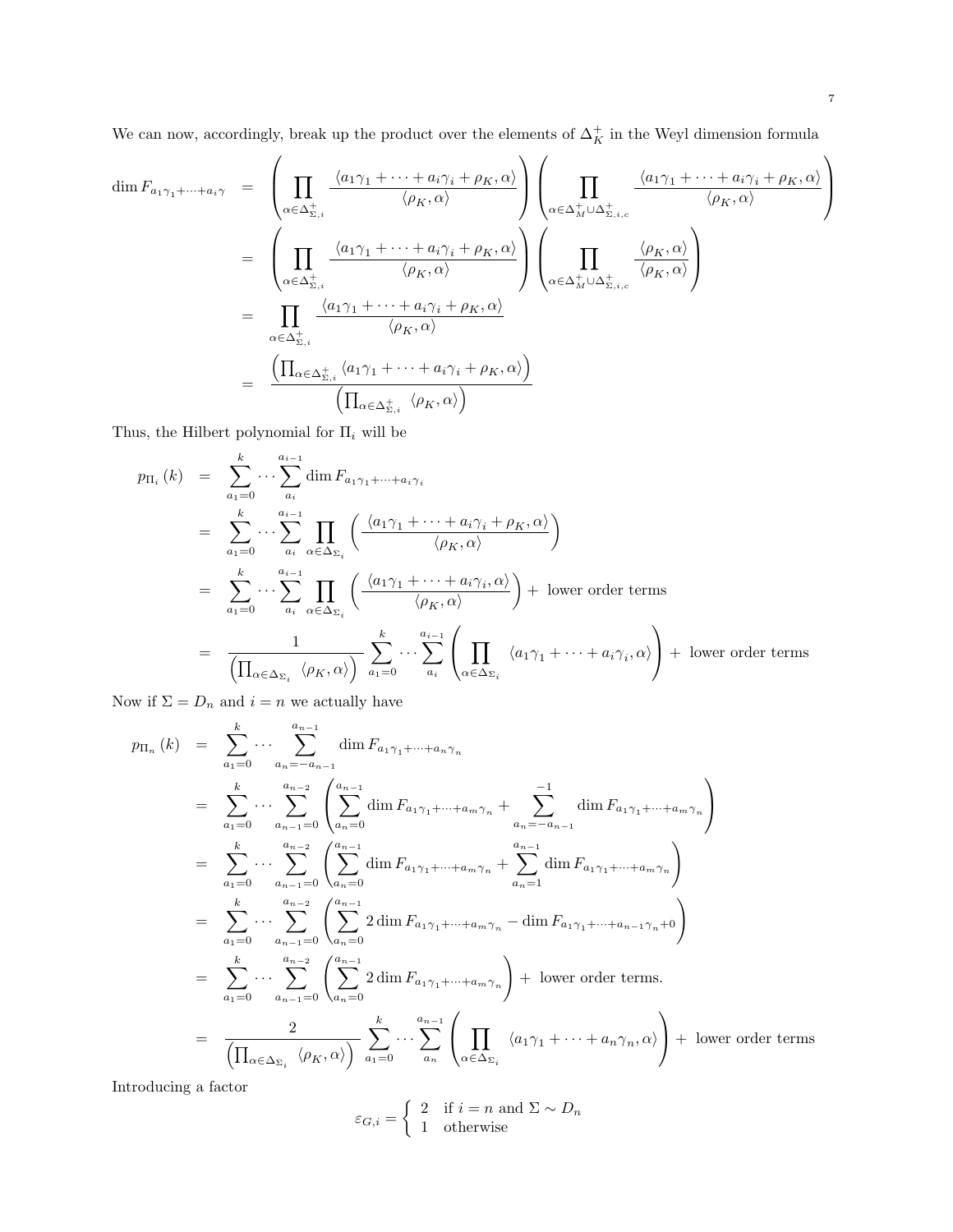We can now, accordingly, break up the product over the elements of $\Delta_K^+$ in the Weyl dimension formula

$$
\begin{aligned}
\dim F_{a_1\gamma_1+\cdots+a_i\gamma} &= \left(\prod_{\alpha\in\Delta_{\Sigma,i}^+} \frac{\langle a_1\gamma_1+\cdots+a_i\gamma_i+\rho_K,\alpha\rangle}{\langle \rho_K,\alpha\rangle}\right)\left(\prod_{\alpha\in\Delta_M^+\cup\Delta_{\Sigma,i,c}^+} \frac{\langle a_1\gamma_1+\cdots+a_i\gamma_i+\rho_K,\alpha\rangle}{\langle \rho_K,\alpha\rangle}\right) \\
&= \left(\prod_{\alpha\in\Delta_{\Sigma,i}^+} \frac{\langle a_1\gamma_1+\cdots+a_i\gamma_i+\rho_K,\alpha\rangle}{\langle \rho_K,\alpha\rangle}\right)\left(\prod_{\alpha\in\Delta_M^+\cup\Delta_{\Sigma,i,c}^+} \frac{\langle \rho_K,\alpha\rangle}{\langle \rho_K,\alpha\rangle}\right) \\
&= \prod_{\alpha\in\Delta_{\Sigma,i}^+} \frac{\langle a_1\gamma_1+\cdots+a_i\gamma_i+\rho_K,\alpha\rangle}{\langle \rho_K,\alpha\rangle} \\
&= \frac{\left(\prod_{\alpha\in\Delta_{\Sigma,i}^+}\langle a_1\gamma_1+\cdots+a_i\gamma_i+\rho_K,\alpha\rangle\right)}{\left(\prod_{\alpha\in\Delta_{\Sigma,i}^+}\langle \rho_K,\alpha\rangle\right)}
\end{aligned}
$$

Thus, the Hilbert polynomial for $\Pi_i$ will be

$$
\begin{aligned}
p_{\Pi_i}(k) &= \sum_{a_1=0}^{k}\cdots\sum_{a_i}^{a_{i-1}} \dim F_{a_1\gamma_1+\cdots+a_i\gamma_i} \\
&= \sum_{a_1=0}^{k}\cdots\sum_{a_i}^{a_{i-1}} \prod_{\alpha\in\Delta_{\Sigma_i}}\left(\frac{\langle a_1\gamma_1+\cdots+a_i\gamma_i+\rho_K,\alpha\rangle}{\langle \rho_K,\alpha\rangle}\right) \\
&= \sum_{a_1=0}^{k}\cdots\sum_{a_i}^{a_{i-1}} \prod_{\alpha\in\Delta_{\Sigma_i}}\left(\frac{\langle a_1\gamma_1+\cdots+a_i\gamma_i,\alpha\rangle}{\langle \rho_K,\alpha\rangle}\right) + \text{ lower order terms} \\
&= \frac{1}{\left(\prod_{\alpha\in\Delta_{\Sigma_i}}\langle \rho_K,\alpha\rangle\right)} \sum_{a_1=0}^{k}\cdots\sum_{a_i}^{a_{i-1}}\left(\prod_{\alpha\in\Delta_{\Sigma_i}}\langle a_1\gamma_1+\cdots+a_i\gamma_i,\alpha\rangle\right) + \text{ lower order terms}
\end{aligned}
$$

Now if $\Sigma = D_n$ and $i=n$ we actually have

$$
\begin{aligned}
p_{\Pi_n}(k) &= \sum_{a_1=0}^{k}\cdots\sum_{a_n=-a_{n-1}}^{a_{n-1}} \dim F_{a_1\gamma_1+\cdots+a_n\gamma_n} \\
&= \sum_{a_1=0}^{k}\cdots\sum_{a_{n-1}=0}^{a_{n-2}}\left(\sum_{a_n=0}^{a_{n-1}}\dim F_{a_1\gamma_1+\cdots+a_m\gamma_n} + \sum_{a_n=-a_{n-1}}^{-1}\dim F_{a_1\gamma_1+\cdots+a_m\gamma_n}\right) \\
&= \sum_{a_1=0}^{k}\cdots\sum_{a_{n-1}=0}^{a_{n-2}}\left(\sum_{a_n=0}^{a_{n-1}}\dim F_{a_1\gamma_1+\cdots+a_m\gamma_n} + \sum_{a_n=1}^{a_{n-1}}\dim F_{a_1\gamma_1+\cdots+a_m\gamma_n}\right) \\
&= \sum_{a_1=0}^{k}\cdots\sum_{a_{n-1}=0}^{a_{n-2}}\left(\sum_{a_n=0}^{a_{n-1}}2\dim F_{a_1\gamma_1+\cdots+a_m\gamma_n} - \dim F_{a_1\gamma_1+\cdots+a_{n-1}\gamma_n+0}\right) \\
&= \sum_{a_1=0}^{k}\cdots\sum_{a_{n-1}=0}^{a_{n-2}}\left(\sum_{a_n=0}^{a_{n-1}}2\dim F_{a_1\gamma_1+\cdots+a_m\gamma_n}\right) + \text{ lower order terms.} \\
&= \frac{2}{\left(\prod_{\alpha\in\Delta_{\Sigma_i}}\langle \rho_K,\alpha\rangle\right)} \sum_{a_1=0}^{k}\cdots\sum_{a_n}^{a_{n-1}}\left(\prod_{\alpha\in\Delta_{\Sigma_i}}\langle a_1\gamma_1+\cdots+a_n\gamma_n,\alpha\rangle\right) + \text{ lower order terms}
\end{aligned}
$$

Introducing a factor

$$
\varepsilon_{G,i} = \begin{cases} 2 & \text{if } i=n \text{ and } \Sigma\sim D_n \\ 1 & \text{otherwise} \end{cases}
$$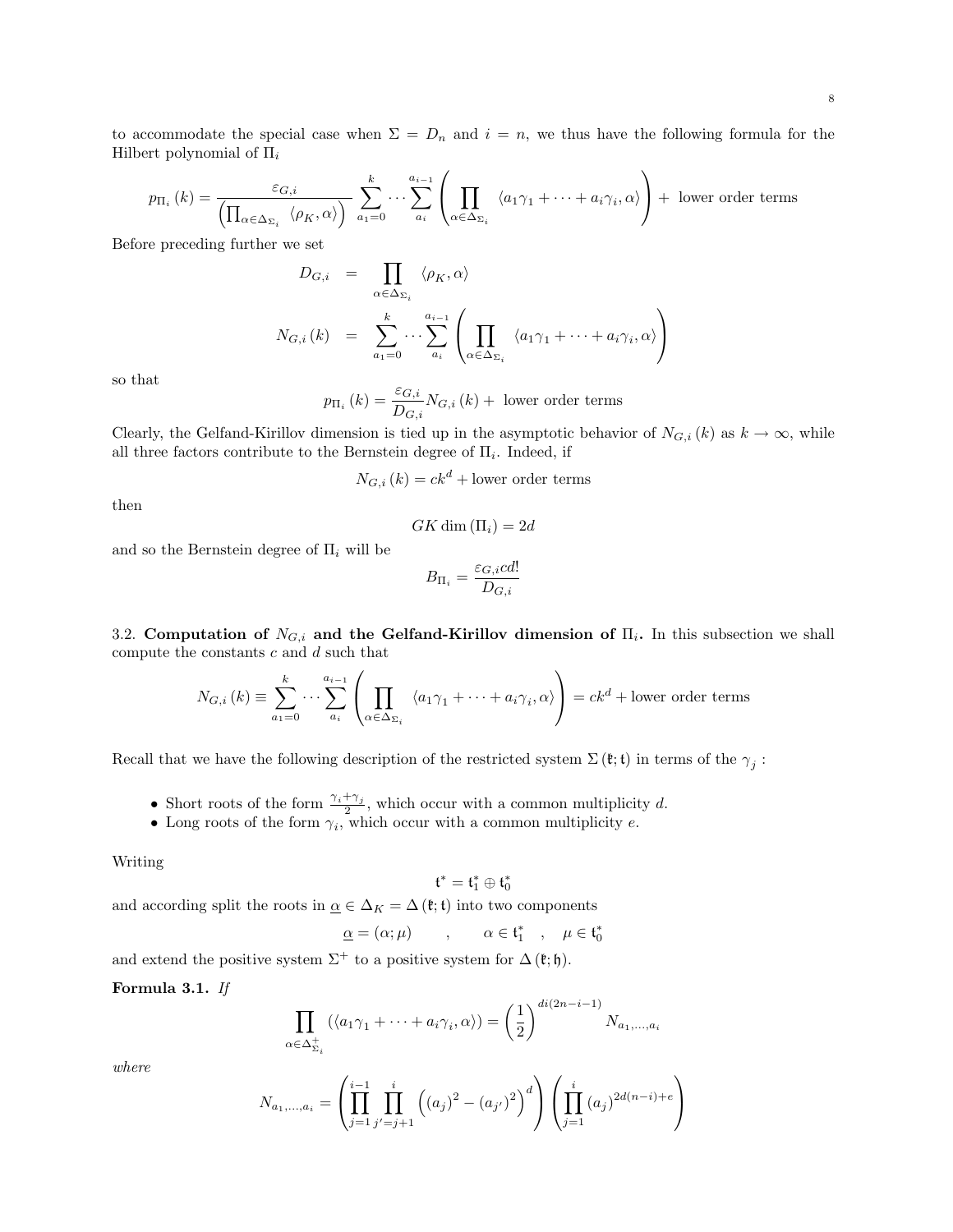to accommodate the special case when $\Sigma = D_n$ and $i = n$, we thus have the following formula for the Hilbert polynomial of $\Pi_i$

$$p_{\Pi_i}(k) = \frac{\varepsilon_{G,i}}{\left(\prod_{\alpha \in \Delta_{\Sigma_i}} \langle \rho_K, \alpha \rangle\right)} \sum_{a_1=0}^{k} \cdots \sum_{a_i}^{a_{i-1}} \left( \prod_{\alpha \in \Delta_{\Sigma_i}} \langle a_1\gamma_1 + \cdots + a_i\gamma_i, \alpha \rangle \right) + \text{ lower order terms}$$

Before preceding further we set

$$\begin{aligned} D_{G,i} &= \prod_{\alpha \in \Delta_{\Sigma_i}} \langle \rho_K, \alpha \rangle \\ N_{G,i}(k) &= \sum_{a_1=0}^{k} \cdots \sum_{a_i}^{a_{i-1}} \left( \prod_{\alpha \in \Delta_{\Sigma_i}} \langle a_1\gamma_1 + \cdots + a_i\gamma_i, \alpha \rangle \right) \end{aligned}$$

so that

$$p_{\Pi_i}(k) = \frac{\varepsilon_{G,i}}{D_{G,i}} N_{G,i}(k) + \text{ lower order terms}$$

Clearly, the Gelfand-Kirillov dimension is tied up in the asymptotic behavior of $N_{G,i}(k)$ as $k \to \infty$, while all three factors contribute to the Bernstein degree of $\Pi_i$. Indeed, if

$$N_{G,i}(k) = ck^d + \text{lower order terms}$$

then

$$GK \dim(\Pi_i) = 2d$$

and so the Bernstein degree of $\Pi_i$ will be

$$B_{\Pi_i} = \frac{\varepsilon_{G,i} c d!}{D_{G,i}}$$

3.2. **Computation of $N_{G,i}$ and the Gelfand-Kirillov dimension of $\Pi_i$.** In this subsection we shall compute the constants $c$ and $d$ such that

$$N_{G,i}(k) \equiv \sum_{a_1=0}^{k} \cdots \sum_{a_i}^{a_{i-1}} \left( \prod_{\alpha \in \Delta_{\Sigma_i}} \langle a_1\gamma_1 + \cdots + a_i\gamma_i, \alpha \rangle \right) = ck^d + \text{lower order terms}$$

Recall that we have the following description of the restricted system $\Sigma(\mathfrak{k}; \mathfrak{t})$ in terms of the $\gamma_j$ :

- Short roots of the form $\frac{\gamma_i + \gamma_j}{2}$, which occur with a common multiplicity $d$.
- Long roots of the form $\gamma_i$, which occur with a common multiplicity $e$.

Writing

$$\mathfrak{t}^* = \mathfrak{t}_1^* \oplus \mathfrak{t}_0^*$$

and according split the roots in $\underline{\alpha} \in \Delta_K = \Delta(\mathfrak{k}; \mathfrak{t})$ into two components

$$\underline{\alpha} = (\alpha; \mu) \qquad , \qquad \alpha \in \mathfrak{t}_1^* \quad , \quad \mu \in \mathfrak{t}_0^*$$

and extend the positive system $\Sigma^+$ to a positive system for $\Delta(\mathfrak{k}; \mathfrak{h})$.

**Formula 3.1.** *If*

$$\prod_{\alpha \in \Delta_{\Sigma_i}^+} (\langle a_1\gamma_1 + \cdots + a_i\gamma_i, \alpha \rangle) = \left(\frac{1}{2}\right)^{di(2n-i-1)} N_{a_1,\ldots,a_i}$$

*where*

$$N_{a_1,\ldots,a_i} = \left( \prod_{j=1}^{i-1} \prod_{j'=j+1}^{i} \left( (a_j)^2 - (a_{j'})^2 \right)^d \right) \left( \prod_{j=1}^{i} (a_j)^{2d(n-i)+e} \right)$$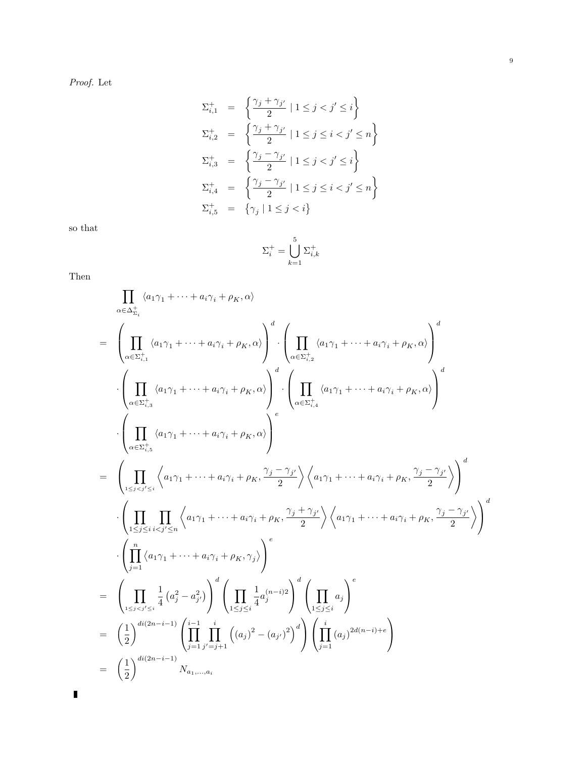*Proof.* Let

$$
\begin{aligned}
\Sigma_{i,1}^{+} &= \left\{ \frac{\gamma_j + \gamma_{j'}}{2} \mid 1 \le j < j' \le i \right\} \\
\Sigma_{i,2}^{+} &= \left\{ \frac{\gamma_j + \gamma_{j'}}{2} \mid 1 \le j \le i < j' \le n \right\} \\
\Sigma_{i,3}^{+} &= \left\{ \frac{\gamma_j - \gamma_{j'}}{2} \mid 1 \le j < j' \le i \right\} \\
\Sigma_{i,4}^{+} &= \left\{ \frac{\gamma_j - \gamma_{j'}}{2} \mid 1 \le j \le i < j' \le n \right\} \\
\Sigma_{i,5}^{+} &= \left\{ \gamma_j \mid 1 \le j < i \right\}
\end{aligned}
$$

so that

$$
\Sigma_i^{+} = \bigcup_{k=1}^{5} \Sigma_{i,k}^{+}
$$

Then

$$
\begin{aligned}
&\prod_{\alpha \in \Delta_{\Sigma_i}^{+}} \langle a_1\gamma_1 + \cdots + a_i\gamma_i + \rho_K, \alpha \rangle \\
= \;& \left( \prod_{\alpha \in \Sigma_{i,1}^{+}} \langle a_1\gamma_1 + \cdots + a_i\gamma_i + \rho_K, \alpha \rangle \right)^{d} \cdot \left( \prod_{\alpha \in \Sigma_{i,2}^{+}} \langle a_1\gamma_1 + \cdots + a_i\gamma_i + \rho_K, \alpha \rangle \right)^{d} \\
& \cdot \left( \prod_{\alpha \in \Sigma_{i,3}^{+}} \langle a_1\gamma_1 + \cdots + a_i\gamma_i + \rho_K, \alpha \rangle \right)^{d} \cdot \left( \prod_{\alpha \in \Sigma_{i,4}^{+}} \langle a_1\gamma_1 + \cdots + a_i\gamma_i + \rho_K, \alpha \rangle \right)^{d} \\
& \cdot \left( \prod_{\alpha \in \Sigma_{i,5}^{+}} \langle a_1\gamma_1 + \cdots + a_i\gamma_i + \rho_K, \alpha \rangle \right)^{e} \\
= \;& \left( \prod_{1 \le j < j' \le i} \left\langle a_1\gamma_1 + \cdots + a_i\gamma_i + \rho_K, \frac{\gamma_j - \gamma_{j'}}{2} \right\rangle \left\langle a_1\gamma_1 + \cdots + a_i\gamma_i + \rho_K, \frac{\gamma_j - \gamma_{j'}}{2} \right\rangle \right)^{d} \\
& \cdot \left( \prod_{1 \le j \le i} \prod_{i < j' \le n} \left\langle a_1\gamma_1 + \cdots + a_i\gamma_i + \rho_K, \frac{\gamma_j + \gamma_{j'}}{2} \right\rangle \left\langle a_1\gamma_1 + \cdots + a_i\gamma_i + \rho_K, \frac{\gamma_j - \gamma_{j'}}{2} \right\rangle \right)^{d} \\
& \cdot \left( \prod_{j=1}^{n} \langle a_1\gamma_1 + \cdots + a_i\gamma_i + \rho_K, \gamma_j \rangle \right)^{e} \\
= \;& \left( \prod_{1 \le j < j' \le i} \frac{1}{4} \left( a_j^2 - a_{j'}^2 \right) \right)^{d} \left( \prod_{1 \le j \le i} \frac{1}{4} a_j^{(n-i)2} \right)^{d} \left( \prod_{1 \le j \le i} a_j \right)^{e} \\
= \;& \left( \frac{1}{2} \right)^{di(2n-i-1)} \left( \prod_{j=1}^{i-1} \prod_{j'=j+1}^{i} \left( (a_j)^2 - (a_{j'})^2 \right)^{d} \right) \left( \prod_{j=1}^{i} (a_j)^{2d(n-i)+e} \right) \\
= \;& \left( \frac{1}{2} \right)^{di(2n-i-1)} N_{a_1,\ldots,a_i}
\end{aligned}
$$

∎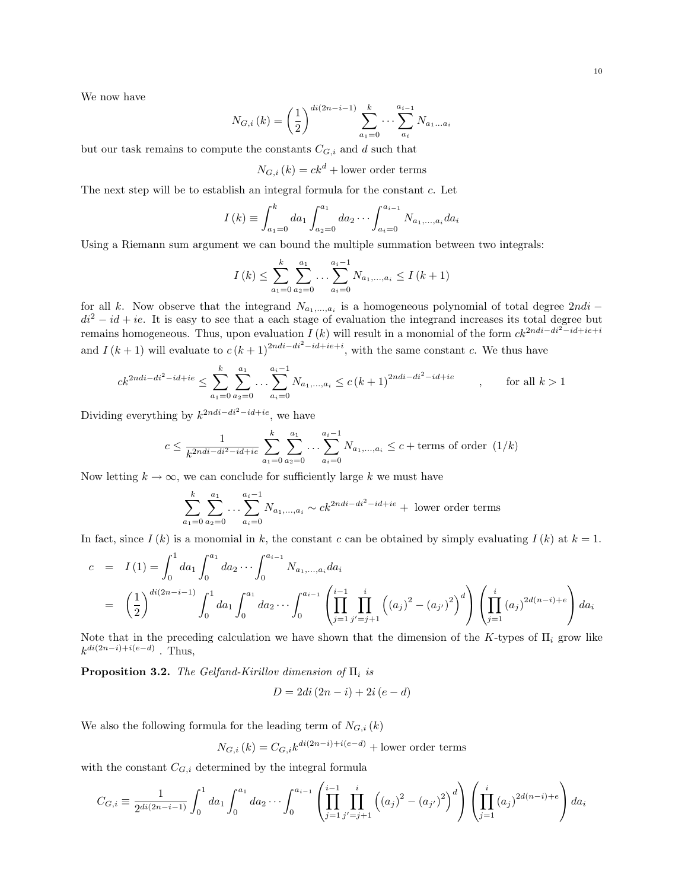We now have

$$N_{G,i}(k) = \left(\frac{1}{2}\right)^{di(2n-i-1)} \sum_{a_1=0}^{k} \cdots \sum_{a_i}^{a_{i-1}} N_{a_1 \ldots a_i}$$

but our task remains to compute the constants $C_{G,i}$ and $d$ such that

$$N_{G,i}(k) = ck^d + \text{lower order terms}$$

The next step will be to establish an integral formula for the constant $c$. Let

$$I(k) \equiv \int_{a_1=0}^{k} da_1 \int_{a_2=0}^{a_1} da_2 \cdots \int_{a_i=0}^{a_{i-1}} N_{a_1,\ldots,a_i} da_i$$

Using a Riemann sum argument we can bound the multiple summation between two integrals:

$$I(k) \leq \sum_{a_1=0}^{k} \sum_{a_2=0}^{a_1} \cdots \sum_{a_i=0}^{a_i-1} N_{a_1,\ldots,a_i} \leq I(k+1)$$

for all $k$. Now observe that the integrand $N_{a_1,\ldots,a_i}$ is a homogeneous polynomial of total degree $2ndi - di^2 - id + ie$. It is easy to see that a each stage of evaluation the integrand increases its total degree but remains homogeneous. Thus, upon evaluation $I(k)$ will result in a monomial of the form $ck^{2ndi-di^2-id+ie+i}$ and $I(k+1)$ will evaluate to $c(k+1)^{2ndi-di^2-id+ie+i}$, with the same constant $c$. We thus have

$$ck^{2ndi-di^2-id+ie} \leq \sum_{a_1=0}^{k} \sum_{a_2=0}^{a_1} \cdots \sum_{a_i=0}^{a_i-1} N_{a_1,\ldots,a_i} \leq c(k+1)^{2ndi-di^2-id+ie} \qquad , \qquad \text{for all } k > 1$$

Dividing everything by $k^{2ndi-di^2-id+ie}$, we have

$$c \leq \frac{1}{k^{2ndi-di^2-id+ie}} \sum_{a_1=0}^{k} \sum_{a_2=0}^{a_1} \cdots \sum_{a_i=0}^{a_i-1} N_{a_1,\ldots,a_i} \leq c + \text{terms of order } (1/k)$$

Now letting $k \to \infty$, we can conclude for sufficiently large $k$ we must have

$$\sum_{a_1=0}^{k} \sum_{a_2=0}^{a_1} \cdots \sum_{a_i=0}^{a_i-1} N_{a_1,\ldots,a_i} \sim ck^{2ndi-di^2-id+ie} + \text{ lower order terms}$$

In fact, since $I(k)$ is a monomial in $k$, the constant $c$ can be obtained by simply evaluating $I(k)$ at $k = 1$.

$$\begin{aligned}
c &= I(1) = \int_0^1 da_1 \int_0^{a_1} da_2 \cdots \int_0^{a_{i-1}} N_{a_1,\ldots,a_i} da_i \\
&= \left(\frac{1}{2}\right)^{di(2n-i-1)} \int_0^1 da_1 \int_0^{a_1} da_2 \cdots \int_0^{a_{i-1}} \left( \prod_{j=1}^{i-1} \prod_{j'=j+1}^{i} \left( (a_j)^2 - (a_{j'})^2 \right)^d \right) \left( \prod_{j=1}^{i} (a_j)^{2d(n-i)+e} \right) da_i
\end{aligned}$$

Note that in the preceding calculation we have shown that the dimension of the $K$-types of $\Pi_i$ grow like $k^{di(2n-i)+i(e-d)}$ . Thus,

**Proposition 3.2.** *The Gelfand-Kirillov dimension of* $\Pi_i$ *is*

$$D = 2di(2n-i) + 2i(e-d)$$

We also the following formula for the leading term of $N_{G,i}(k)$

$$N_{G,i}(k) = C_{G,i} k^{di(2n-i)+i(e-d)} + \text{lower order terms}$$

with the constant $C_{G,i}$ determined by the integral formula

$$C_{G,i} \equiv \frac{1}{2^{di(2n-i-1)}} \int_0^1 da_1 \int_0^{a_1} da_2 \cdots \int_0^{a_{i-1}} \left( \prod_{j=1}^{i-1} \prod_{j'=j+1}^{i} \left( (a_j)^2 - (a_{j'})^2 \right)^d \right) \left( \prod_{j=1}^{i} (a_j)^{2d(n-i)+e} \right) da_i$$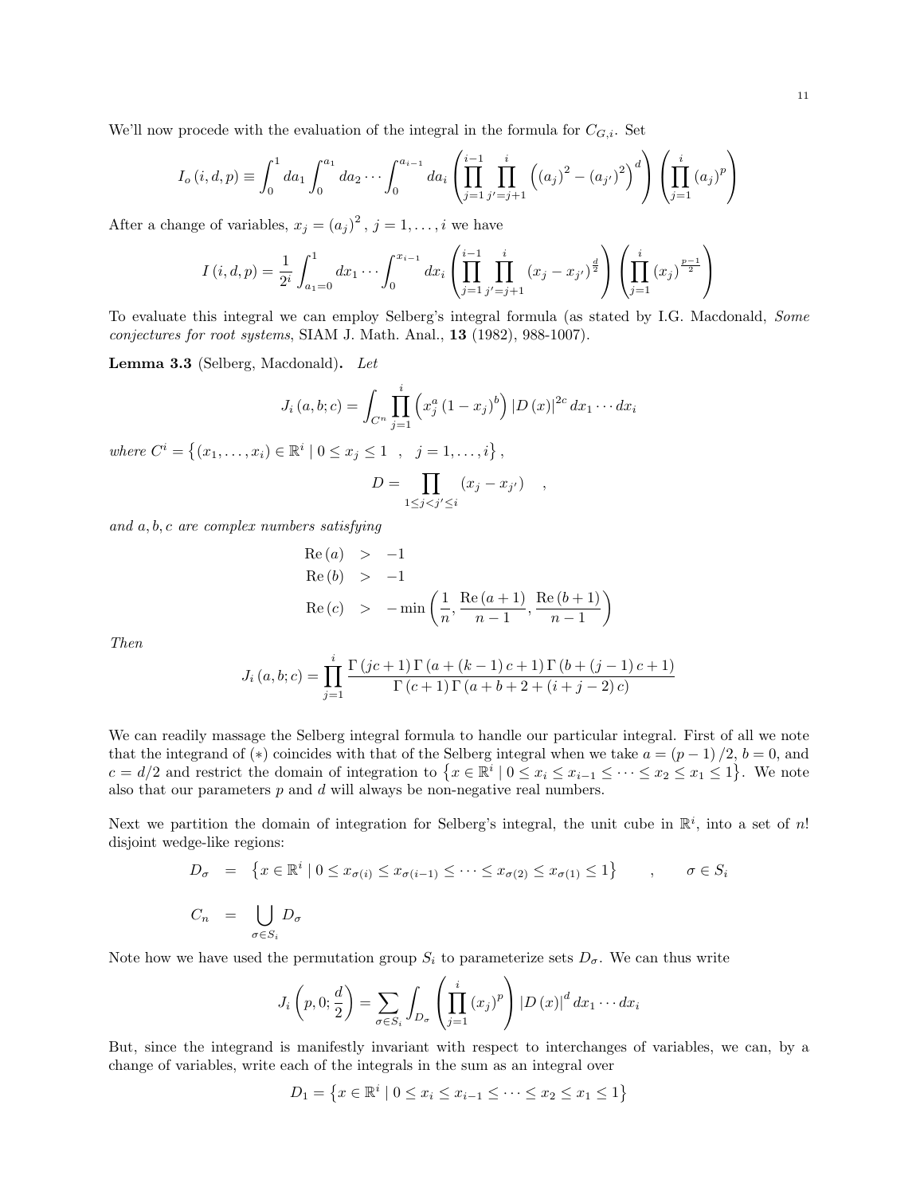We'll now procede with the evaluation of the integral in the formula for $C_{G,i}$. Set

$$I_o(i,d,p) \equiv \int_0^1 da_1 \int_0^{a_1} da_2 \cdots \int_0^{a_{i-1}} da_i \left( \prod_{j=1}^{i-1} \prod_{j'=j+1}^{i} \left( (a_j)^2 - (a_{j'})^2 \right)^d \right) \left( \prod_{j=1}^{i} (a_j)^p \right)$$

After a change of variables, $x_j = (a_j)^2$, $j = 1, \ldots, i$ we have

$$I(i,d,p) = \frac{1}{2^i} \int_{a_1=0}^1 dx_1 \cdots \int_0^{x_{i-1}} dx_i \left( \prod_{j=1}^{i-1} \prod_{j'=j+1}^{i} (x_j - x_{j'})^{\frac{d}{2}} \right) \left( \prod_{j=1}^{i} (x_j)^{\frac{p-1}{2}} \right)$$

To evaluate this integral we can employ Selberg's integral formula (as stated by I.G. Macdonald, *Some conjectures for root systems*, SIAM J. Math. Anal., **13** (1982), 988-1007).

**Lemma 3.3** (Selberg, Macdonald)**.** *Let*

$$J_i(a,b;c) = \int_{C^n} \prod_{j=1}^{i} \left( x_j^a (1-x_j)^b \right) |D(x)|^{2c} \, dx_1 \cdots dx_i$$

*where* $C^i = \left\{ (x_1, \ldots, x_i) \in \mathbb{R}^i \mid 0 \le x_j \le 1 \quad , \quad j = 1, \ldots, i \right\}$,

$$D = \prod_{1 \le j < j' \le i} (x_j - x_{j'}) \quad ,$$

*and* $a, b, c$ *are complex numbers satisfying*

$$\begin{aligned}
\mathrm{Re}(a) &> -1 \\
\mathrm{Re}(b) &> -1 \\
\mathrm{Re}(c) &> -\min\left( \frac{1}{n}, \frac{\mathrm{Re}(a+1)}{n-1}, \frac{\mathrm{Re}(b+1)}{n-1} \right)
\end{aligned}$$

*Then*

$$J_i(a,b;c) = \prod_{j=1}^{i} \frac{\Gamma(jc+1)\,\Gamma(a+(k-1)c+1)\,\Gamma(b+(j-1)c+1)}{\Gamma(c+1)\,\Gamma(a+b+2+(i+j-2)c)}$$

We can readily massage the Selberg integral formula to handle our particular integral. First of all we note that the integrand of $(*)$ coincides with that of the Selberg integral when we take $a = (p-1)/2$, $b = 0$, and $c = d/2$ and restrict the domain of integration to $\left\{ x \in \mathbb{R}^i \mid 0 \le x_i \le x_{i-1} \le \cdots \le x_2 \le x_1 \le 1 \right\}$. We note also that our parameters $p$ and $d$ will always be non-negative real numbers.

Next we partition the domain of integration for Selberg's integral, the unit cube in $\mathbb{R}^i$, into a set of $n!$ disjoint wedge-like regions:

$$\begin{aligned}
D_\sigma &= \left\{ x \in \mathbb{R}^i \mid 0 \le x_{\sigma(i)} \le x_{\sigma(i-1)} \le \cdots \le x_{\sigma(2)} \le x_{\sigma(1)} \le 1 \right\} \quad , \quad \sigma \in S_i \\
C_n &= \bigcup_{\sigma \in S_i} D_\sigma
\end{aligned}$$

Note how we have used the permutation group $S_i$ to parameterize sets $D_\sigma$. We can thus write

$$J_i\left(p, 0; \frac{d}{2}\right) = \sum_{\sigma \in S_i} \int_{D_\sigma} \left( \prod_{j=1}^{i} (x_j)^p \right) |D(x)|^d \, dx_1 \cdots dx_i$$

But, since the integrand is manifestly invariant with respect to interchanges of variables, we can, by a change of variables, write each of the integrals in the sum as an integral over

$$D_1 = \left\{ x \in \mathbb{R}^i \mid 0 \le x_i \le x_{i-1} \le \cdots \le x_2 \le x_1 \le 1 \right\}$$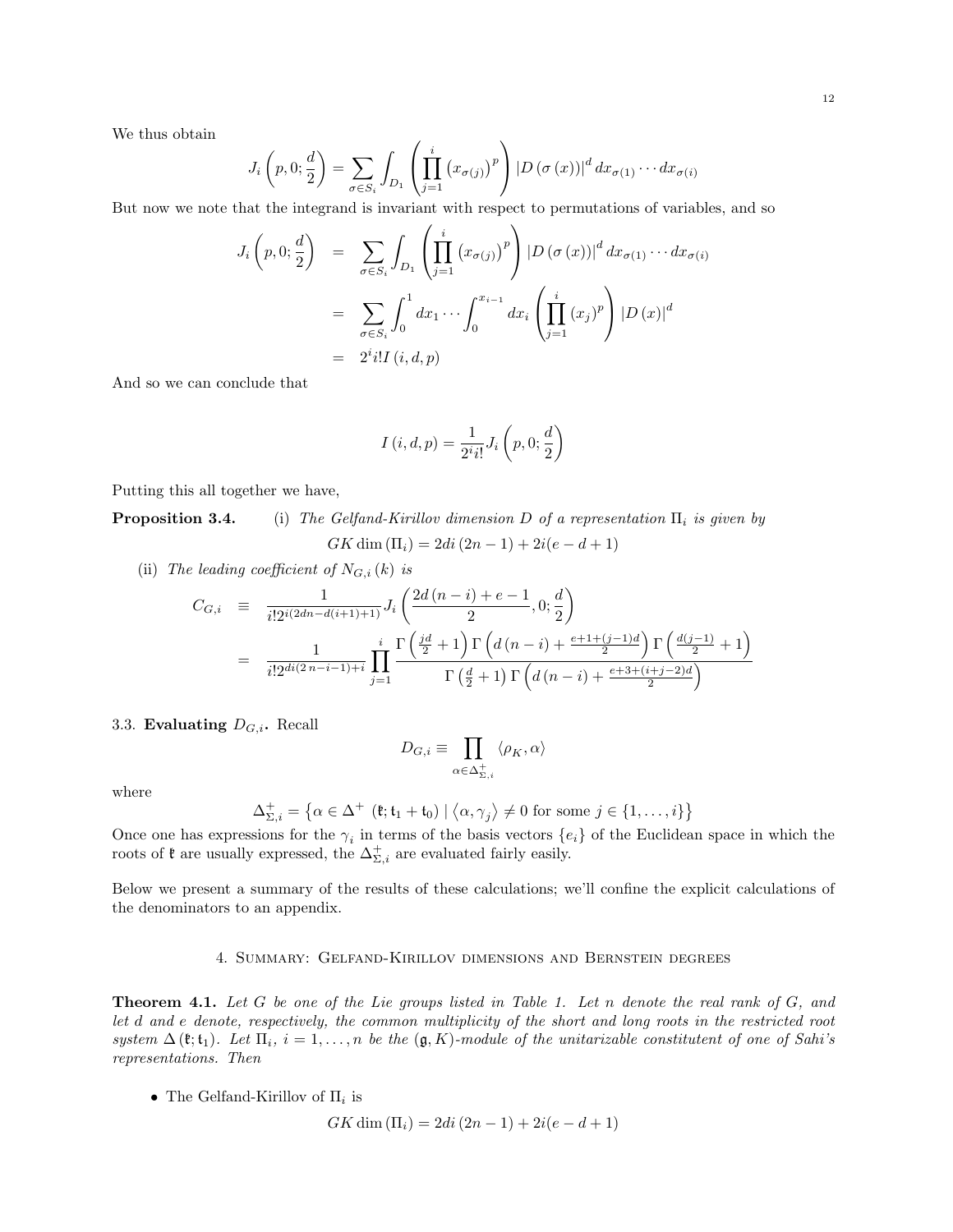We thus obtain

$$J_i\left(p,0;\frac{d}{2}\right)=\sum_{\sigma\in S_i}\int_{D_1}\left(\prod_{j=1}^{i}\left(x_{\sigma(j)}\right)^p\right)\left|D\left(\sigma\left(x\right)\right)\right|^d dx_{\sigma(1)}\cdots dx_{\sigma(i)}$$

But now we note that the integrand is invariant with respect to permutations of variables, and so

$$\begin{aligned}
J_i\left(p,0;\frac{d}{2}\right) &= \sum_{\sigma\in S_i}\int_{D_1}\left(\prod_{j=1}^{i}\left(x_{\sigma(j)}\right)^p\right)\left|D\left(\sigma\left(x\right)\right)\right|^d dx_{\sigma(1)}\cdots dx_{\sigma(i)}\\
&= \sum_{\sigma\in S_i}\int_0^1 dx_1\cdots\int_0^{x_{i-1}}dx_i\left(\prod_{j=1}^{i}\left(x_j\right)^p\right)\left|D\left(x\right)\right|^d\\
&= 2^i i! I\left(i,d,p\right)
\end{aligned}$$

And so we can conclude that

$$I\left(i,d,p\right)=\frac{1}{2^i i!}J_i\left(p,0;\frac{d}{2}\right)$$

Putting this all together we have,

**Proposition 3.4.** (i) *The Gelfand-Kirillov dimension $D$ of a representation $\Pi_i$ is given by*

$$GK\dim\left(\Pi_i\right)=2di\left(2n-1\right)+2i(e-d+1)$$

(ii) *The leading coefficient of $N_{G,i}\left(k\right)$ is*

$$\begin{aligned}
C_{G,i} &\equiv \frac{1}{i!2^{i(2dn-d(i+1)+1)}}J_i\left(\frac{2d\left(n-i\right)+e-1}{2},0;\frac{d}{2}\right)\\
&= \frac{1}{i!2^{di(2n-i-1)+i}}\prod_{j=1}^{i}\frac{\Gamma\left(\frac{jd}{2}+1\right)\Gamma\left(d\left(n-i\right)+\frac{e+1+(j-1)d}{2}\right)\Gamma\left(\frac{d(j-1)}{2}+1\right)}{\Gamma\left(\frac{d}{2}+1\right)\Gamma\left(d\left(n-i\right)+\frac{e+3+(i+j-2)d}{2}\right)}
\end{aligned}$$

3.3. **Evaluating $D_{G,i}$.** Recall

$$D_{G,i}\equiv\prod_{\alpha\in\Delta^+_{\Sigma,i}}\left\langle\rho_K,\alpha\right\rangle$$

where

$$\Delta^+_{\Sigma,i}=\left\{\alpha\in\Delta^+\left(\mathfrak{k};\mathfrak{t}_1+\mathfrak{t}_0\right)\mid\left\langle\alpha,\gamma_j\right\rangle\neq 0\text{ for some }j\in\{1,\ldots,i\}\right\}$$

Once one has expressions for the $\gamma_i$ in terms of the basis vectors $\{e_i\}$ of the Euclidean space in which the roots of $\mathfrak{k}$ are usually expressed, the $\Delta^+_{\Sigma,i}$ are evaluated fairly easily.

Below we present a summary of the results of these calculations; we'll confine the explicit calculations of the denominators to an appendix.

## 4. Summary: Gelfand-Kirillov dimensions and Bernstein degrees

**Theorem 4.1.** *Let $G$ be one of the Lie groups listed in Table 1. Let $n$ denote the real rank of $G$, and let $d$ and $e$ denote, respectively, the common multiplicity of the short and long roots in the restricted root system $\Delta\left(\mathfrak{k};\mathfrak{t}_1\right)$. Let $\Pi_i$, $i=1,\ldots,n$ be the $(\mathfrak{g},K)$-module of the unitarizable constitutent of one of Sahi's representations. Then*

- The Gelfand-Kirillov of $\Pi_i$ is

$$GK\dim\left(\Pi_i\right)=2di\left(2n-1\right)+2i(e-d+1)$$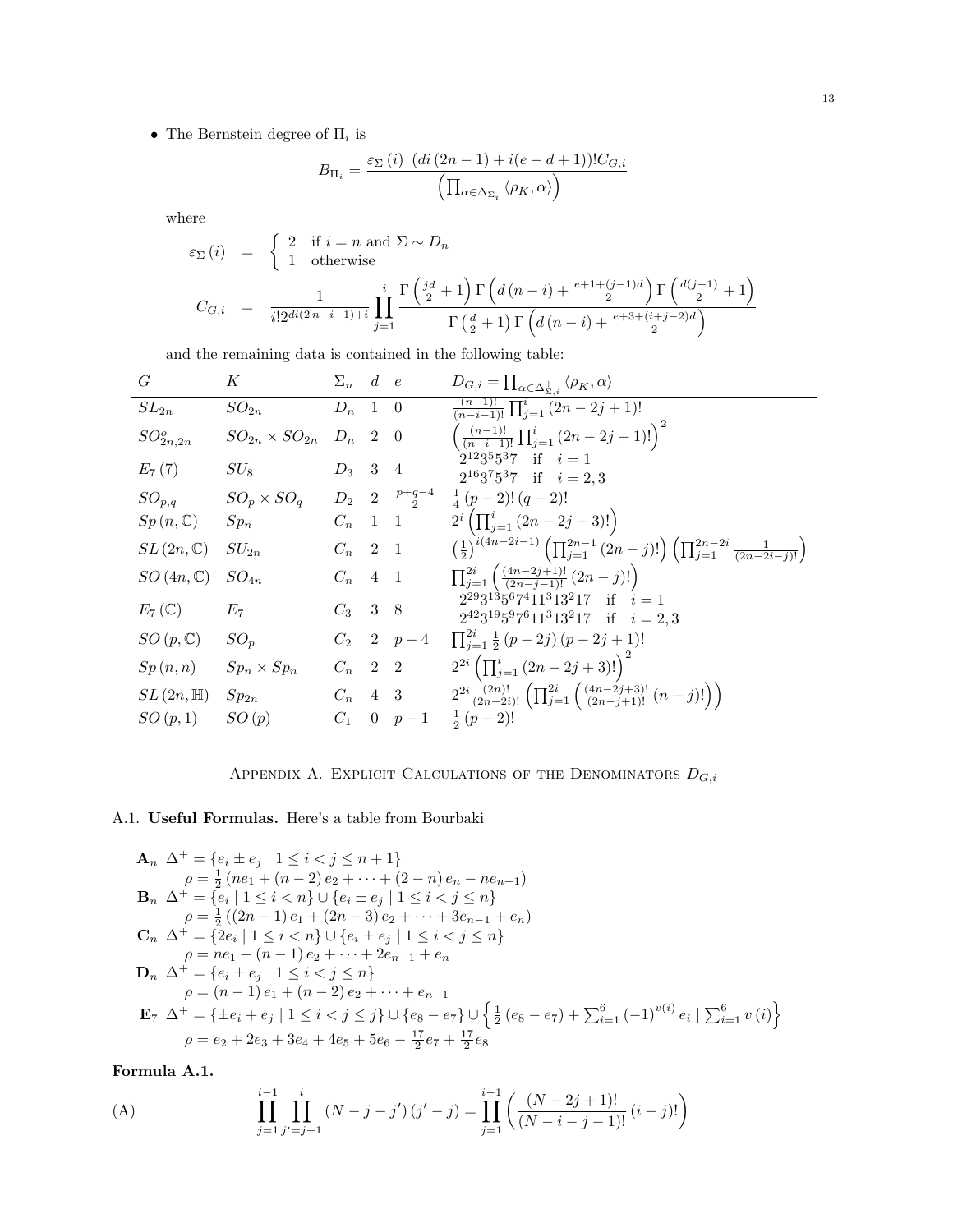- The Bernstein degree of $\Pi_i$ is

$$B_{\Pi_i} = \frac{\varepsilon_\Sigma(i) \ \ (di(2n-1) + i(e-d+1))! C_{G,i}}{\left(\prod_{\alpha \in \Delta_{\Sigma_i}} \langle \rho_K, \alpha \rangle\right)}$$

where

$$\varepsilon_\Sigma(i) = \begin{cases} 2 & \text{if } i = n \text{ and } \Sigma \sim D_n \\ 1 & \text{otherwise} \end{cases}$$

$$C_{G,i} = \frac{1}{i! 2^{di(2n-i-1)+i}} \prod_{j=1}^{i} \frac{\Gamma\left(\frac{jd}{2}+1\right)\Gamma\left(d(n-i) + \frac{e+1+(j-1)d}{2}\right)\Gamma\left(\frac{d(j-1)}{2}+1\right)}{\Gamma\left(\frac{d}{2}+1\right)\Gamma\left(d(n-i) + \frac{e+3+(i+j-2)d}{2}\right)}$$

and the remaining data is contained in the following table:

| $G$ | $K$ | $\Sigma_n$ | $d$ | $e$ | $D_{G,i} = \prod_{\alpha \in \Delta^+_{\Sigma,i}} \langle \rho_K, \alpha \rangle$ |
|---|---|---|---|---|---|
| $SL_{2n}$ | $SO_{2n}$ | $D_n$ | 1 | 0 | $\frac{(n-1)!}{(n-i-1)!} \prod_{j=1}^{i} (2n-2j+1)!$ |
| $SO^o_{2n,2n}$ | $SO_{2n} \times SO_{2n}$ | $D_n$ | 2 | 0 | $\left(\frac{(n-1)!}{(n-i-1)!} \prod_{j=1}^{i} (2n-2j+1)!\right)^2$ |
| $E_7(7)$ | $SU_8$ | $D_3$ | 3 | 4 | $2^{12}3^5 5^3 7$ if $i=1$; $2^{16}3^7 5^3 7$ if $i=2,3$ |
| $SO_{p,q}$ | $SO_p \times SO_q$ | $D_2$ | 2 | $\frac{p+q-4}{2}$ | $\frac{1}{4}(p-2)!(q-2)!$ |
| $Sp(n,\mathbb{C})$ | $Sp_n$ | $C_n$ | 1 | 1 | $2^i \left(\prod_{j=1}^{i} (2n-2j+3)!\right)$ |
| $SL(2n,\mathbb{C})$ | $SU_{2n}$ | $C_n$ | 2 | 1 | $\left(\frac{1}{2}\right)^{i(4n-2i-1)} \left(\prod_{j=1}^{2n-1} (2n-j)!\right) \left(\prod_{j=1}^{2n-2i} \frac{1}{(2n-2i-j)!}\right)$ |
| $SO(4n,\mathbb{C})$ | $SO_{4n}$ | $C_n$ | 4 | 1 | $\prod_{j=1}^{2i} \left(\frac{(4n-2j+1)!}{(2n-j-1)!} (2n-j)!\right)$ |
| $E_7(\mathbb{C})$ | $E_7$ | $C_3$ | 3 | 8 | $2^{29}3^{13}5^6 7^4 11^3 13^2 17$ if $i=1$; $2^{42}3^{19}5^9 7^6 11^3 13^2 17$ if $i=2,3$ |
| $SO(p,\mathbb{C})$ | $SO_p$ | $C_2$ | 2 | $p-4$ | $\prod_{j=1}^{2i} \frac{1}{2}(p-2j)(p-2j+1)!$ |
| $Sp(n,n)$ | $Sp_n \times Sp_n$ | $C_n$ | 2 | 2 | $2^{2i}\left(\prod_{j=1}^{i} (2n-2j+3)!\right)^2$ |
| $SL(2n,\mathbb{H})$ | $Sp_{2n}$ | $C_n$ | 4 | 3 | $2^{2i}\frac{(2n)!}{(2n-2i)!}\left(\prod_{j=1}^{2i}\left(\frac{(4n-2j+3)!}{(2n-j+1)!}(n-j)!\right)\right)$ |
| $SO(p,1)$ | $SO(p)$ | $C_1$ | 0 | $p-1$ | $\frac{1}{2}(p-2)!$ |

## Appendix A. Explicit Calculations of the Denominators $D_{G,i}$

### A.1. Useful Formulas.

Here's a table from Bourbaki

$\mathbf{A}_n$ $\Delta^+ = \{e_i \pm e_j \mid 1 \le i < j \le n+1\}$
$\rho = \frac{1}{2}(ne_1 + (n-2)e_2 + \cdots + (2-n)e_n - ne_{n+1})$

$\mathbf{B}_n$ $\Delta^+ = \{e_i \mid 1 \le i < n\} \cup \{e_i \pm e_j \mid 1 \le i < j \le n\}$
$\rho = \frac{1}{2}((2n-1)e_1 + (2n-3)e_2 + \cdots + 3e_{n-1} + e_n)$

$\mathbf{C}_n$ $\Delta^+ = \{2e_i \mid 1 \le i < n\} \cup \{e_i \pm e_j \mid 1 \le i < j \le n\}$
$\rho = ne_1 + (n-1)e_2 + \cdots + 2e_{n-1} + e_n$

$\mathbf{D}_n$ $\Delta^+ = \{e_i \pm e_j \mid 1 \le i < j \le n\}$
$\rho = (n-1)e_1 + (n-2)e_2 + \cdots + e_{n-1}$

$\mathbf{E}_7$ $\Delta^+ = \{\pm e_i + e_j \mid 1 \le i < j \le j\} \cup \{e_8 - e_7\} \cup \left\{\frac{1}{2}(e_8 - e_7) + \sum_{i=1}^{6} (-1)^{v(i)} e_i \mid \sum_{i=1}^{6} v(i)\right\}$
$\rho = e_2 + 2e_3 + 3e_4 + 4e_5 + 5e_6 - \frac{17}{2}e_7 + \frac{17}{2}e_8$

**Formula A.1.**

$$\text{(A)} \qquad \prod_{j=1}^{i-1} \prod_{j'=j+1}^{i} (N - j - j')(j' - j) = \prod_{j=1}^{i-1} \left(\frac{(N-2j+1)!}{(N-i-j-1)!}(i-j)!\right)$$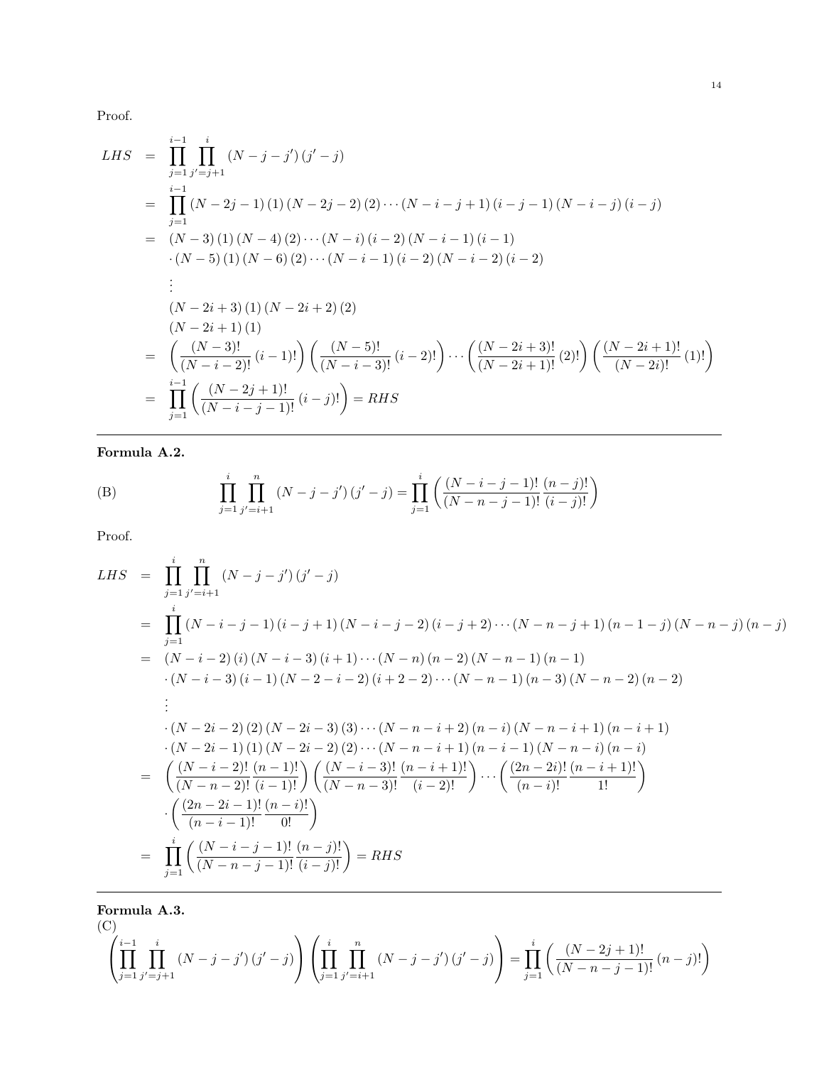Proof.

$$
\begin{aligned}
LHS &= \prod_{j=1}^{i-1} \prod_{j'=j+1}^{i} (N-j-j')(j'-j) \\
&= \prod_{j=1}^{i-1} (N-2j-1)(1)(N-2j-2)(2)\cdots(N-i-j+1)(i-j-1)(N-i-j)(i-j) \\
&= (N-3)(1)(N-4)(2)\cdots(N-i)(i-2)(N-i-1)(i-1) \\
&\quad \cdot (N-5)(1)(N-6)(2)\cdots(N-i-1)(i-2)(N-i-2)(i-2) \\
&\quad \vdots \\
&\quad (N-2i+3)(1)(N-2i+2)(2) \\
&\quad (N-2i+1)(1) \\
&= \left(\frac{(N-3)!}{(N-i-2)!}(i-1)!\right)\left(\frac{(N-5)!}{(N-i-3)!}(i-2)!\right)\cdots\left(\frac{(N-2i+3)!}{(N-2i+1)!}(2)!\right)\left(\frac{(N-2i+1)!}{(N-2i)!}(1)!\right) \\
&= \prod_{j=1}^{i-1}\left(\frac{(N-2j+1)!}{(N-i-j-1)!}(i-j)!\right) = RHS
\end{aligned}
$$

---

**Formula A.2.**

(B)
$$
\prod_{j=1}^{i} \prod_{j'=i+1}^{n} (N-j-j')(j'-j) = \prod_{j=1}^{i}\left(\frac{(N-i-j-1)!}{(N-n-j-1)!}\frac{(n-j)!}{(i-j)!}\right)
$$

Proof.

$$
\begin{aligned}
LHS &= \prod_{j=1}^{i} \prod_{j'=i+1}^{n} (N-j-j')(j'-j) \\
&= \prod_{j=1}^{i} (N-i-j-1)(i-j+1)(N-i-j-2)(i-j+2)\cdots(N-n-j+1)(n-1-j)(N-n-j)(n-j) \\
&= (N-i-2)(i)(N-i-3)(i+1)\cdots(N-n)(n-2)(N-n-1)(n-1) \\
&\quad \cdot (N-i-3)(i-1)(N-2-i-2)(i+2-2)\cdots(N-n-1)(n-3)(N-n-2)(n-2) \\
&\quad \vdots \\
&\quad \cdot (N-2i-2)(2)(N-2i-3)(3)\cdots(N-n-i+2)(n-i)(N-n-i+1)(n-i+1) \\
&\quad \cdot (N-2i-1)(1)(N-2i-2)(2)\cdots(N-n-i+1)(n-i-1)(N-n-i)(n-i) \\
&= \left(\frac{(N-i-2)!}{(N-n-2)!}\frac{(n-1)!}{(i-1)!}\right)\left(\frac{(N-i-3)!}{(N-n-3)!}\frac{(n-i+1)!}{(i-2)!}\right)\cdots\left(\frac{(2n-2i)!}{(n-i)!}\frac{(n-i+1)!}{1!}\right) \\
&\quad \cdot \left(\frac{(2n-2i-1)!}{(n-i-1)!}\frac{(n-i)!}{0!}\right) \\
&= \prod_{j=1}^{i}\left(\frac{(N-i-j-1)!}{(N-n-j-1)!}\frac{(n-j)!}{(i-j)!}\right) = RHS
\end{aligned}
$$

---

**Formula A.3.**

(C)
$$
\left(\prod_{j=1}^{i-1} \prod_{j'=j+1}^{i} (N-j-j')(j'-j)\right)\left(\prod_{j=1}^{i} \prod_{j'=i+1}^{n} (N-j-j')(j'-j)\right) = \prod_{j=1}^{i}\left(\frac{(N-2j+1)!}{(N-n-j-1)!}(n-j)!\right)
$$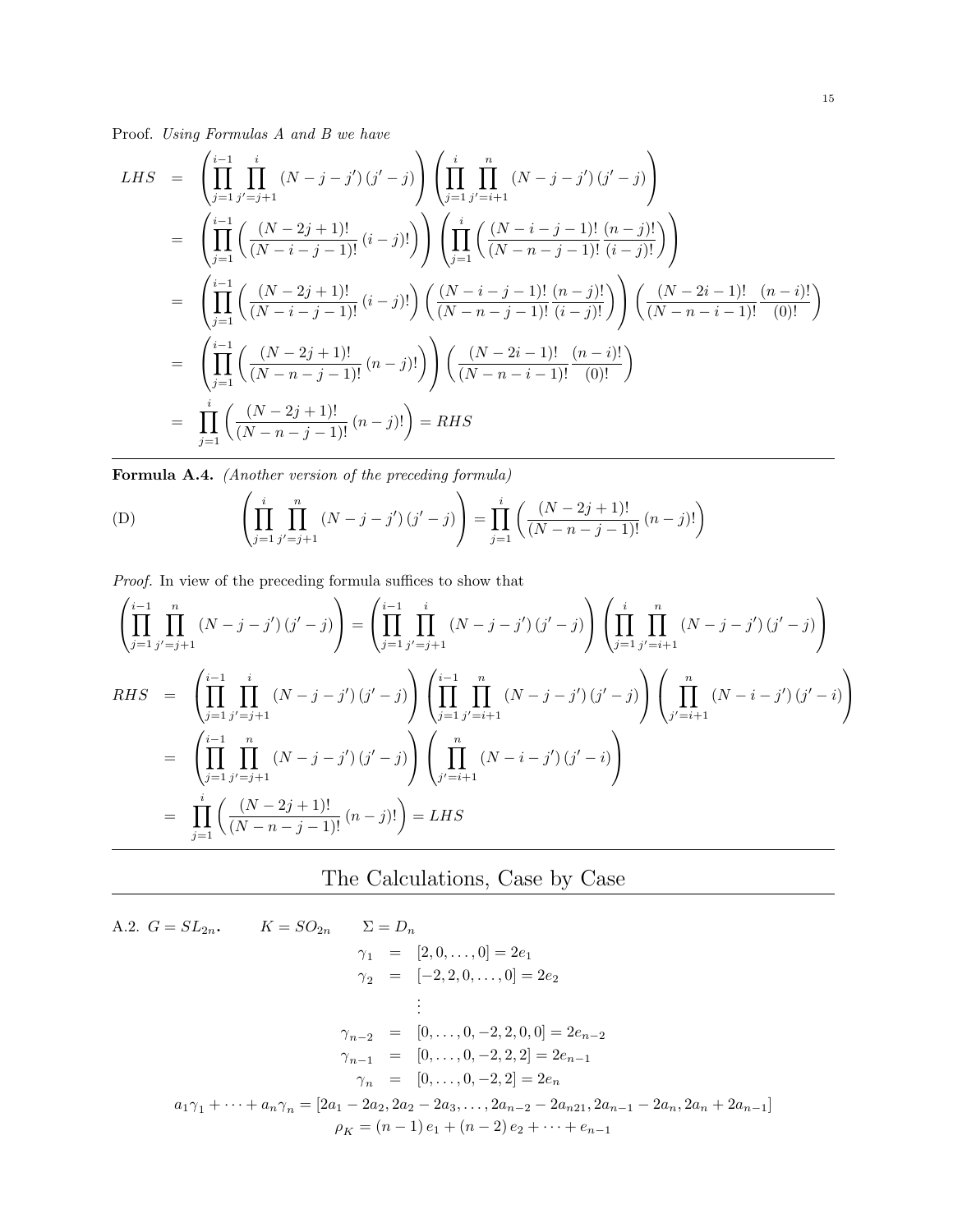*Proof. Using Formulas A and B we have*

$$
\begin{aligned}
LHS &= \left(\prod_{j=1}^{i-1}\prod_{j'=j+1}^{i}(N-j-j')(j'-j)\right)\left(\prod_{j=1}^{i}\prod_{j'=i+1}^{n}(N-j-j')(j'-j)\right)\\
&= \left(\prod_{j=1}^{i-1}\left(\frac{(N-2j+1)!}{(N-i-j-1)!}(i-j)!\right)\right)\left(\prod_{j=1}^{i}\left(\frac{(N-i-j-1)!}{(N-n-j-1)!}\frac{(n-j)!}{(i-j)!}\right)\right)\\
&= \left(\prod_{j=1}^{i-1}\left(\frac{(N-2j+1)!}{(N-i-j-1)!}(i-j)!\right)\left(\frac{(N-i-j-1)!}{(N-n-j-1)!}\frac{(n-j)!}{(i-j)!}\right)\right)\left(\frac{(N-2i-1)!}{(N-n-i-1)!}\frac{(n-i)!}{(0)!}\right)\\
&= \left(\prod_{j=1}^{i-1}\left(\frac{(N-2j+1)!}{(N-n-j-1)!}(n-j)!\right)\right)\left(\frac{(N-2i-1)!}{(N-n-i-1)!}\frac{(n-i)!}{(0)!}\right)\\
&= \prod_{j=1}^{i}\left(\frac{(N-2j+1)!}{(N-n-j-1)!}(n-j)!\right) = RHS
\end{aligned}
$$

---

**Formula A.4.** *(Another version of the preceding formula)*

$$
\text{(D)} \qquad \left(\prod_{j=1}^{i}\prod_{j'=j+1}^{n}(N-j-j')(j'-j)\right) = \prod_{j=1}^{i}\left(\frac{(N-2j+1)!}{(N-n-j-1)!}(n-j)!\right)
$$

*Proof.* In view of the preceding formula suffices to show that

$$
\left(\prod_{j=1}^{i-1}\prod_{j'=j+1}^{n}(N-j-j')(j'-j)\right) = \left(\prod_{j=1}^{i-1}\prod_{j'=j+1}^{i}(N-j-j')(j'-j)\right)\left(\prod_{j=1}^{i}\prod_{j'=i+1}^{n}(N-j-j')(j'-j)\right)
$$

$$
\begin{aligned}
RHS &= \left(\prod_{j=1}^{i-1}\prod_{j'=j+1}^{i}(N-j-j')(j'-j)\right)\left(\prod_{j=1}^{i-1}\prod_{j'=i+1}^{n}(N-j-j')(j'-j)\right)\left(\prod_{j'=i+1}^{n}(N-i-j')(j'-i)\right)\\
&= \left(\prod_{j=1}^{i-1}\prod_{j'=j+1}^{n}(N-j-j')(j'-j)\right)\left(\prod_{j'=i+1}^{n}(N-i-j')(j'-i)\right)\\
&= \prod_{j=1}^{i}\left(\frac{(N-2j+1)!}{(N-n-j-1)!}(n-j)!\right) = LHS
\end{aligned}
$$

---

# The Calculations, Case by Case

---

A.2. $G = SL_{2n}$. $\qquad K = SO_{2n} \qquad \Sigma = D_n$

$$
\begin{aligned}
\gamma_1 &= [2,0,\ldots,0] = 2e_1\\
\gamma_2 &= [-2,2,0,\ldots,0] = 2e_2\\
&\vdots\\
\gamma_{n-2} &= [0,\ldots,0,-2,2,0,0] = 2e_{n-2}\\
\gamma_{n-1} &= [0,\ldots,0,-2,2,2] = 2e_{n-1}\\
\gamma_n &= [0,\ldots,0,-2,2] = 2e_n
\end{aligned}
$$

$$
a_1\gamma_1+\cdots+a_n\gamma_n = [2a_1-2a_2, 2a_2-2a_3,\ldots,2a_{n-2}-2a_{n21},2a_{n-1}-2a_n,2a_n+2a_{n-1}]
$$

$$
\rho_K = (n-1)e_1 + (n-2)e_2 + \cdots + e_{n-1}
$$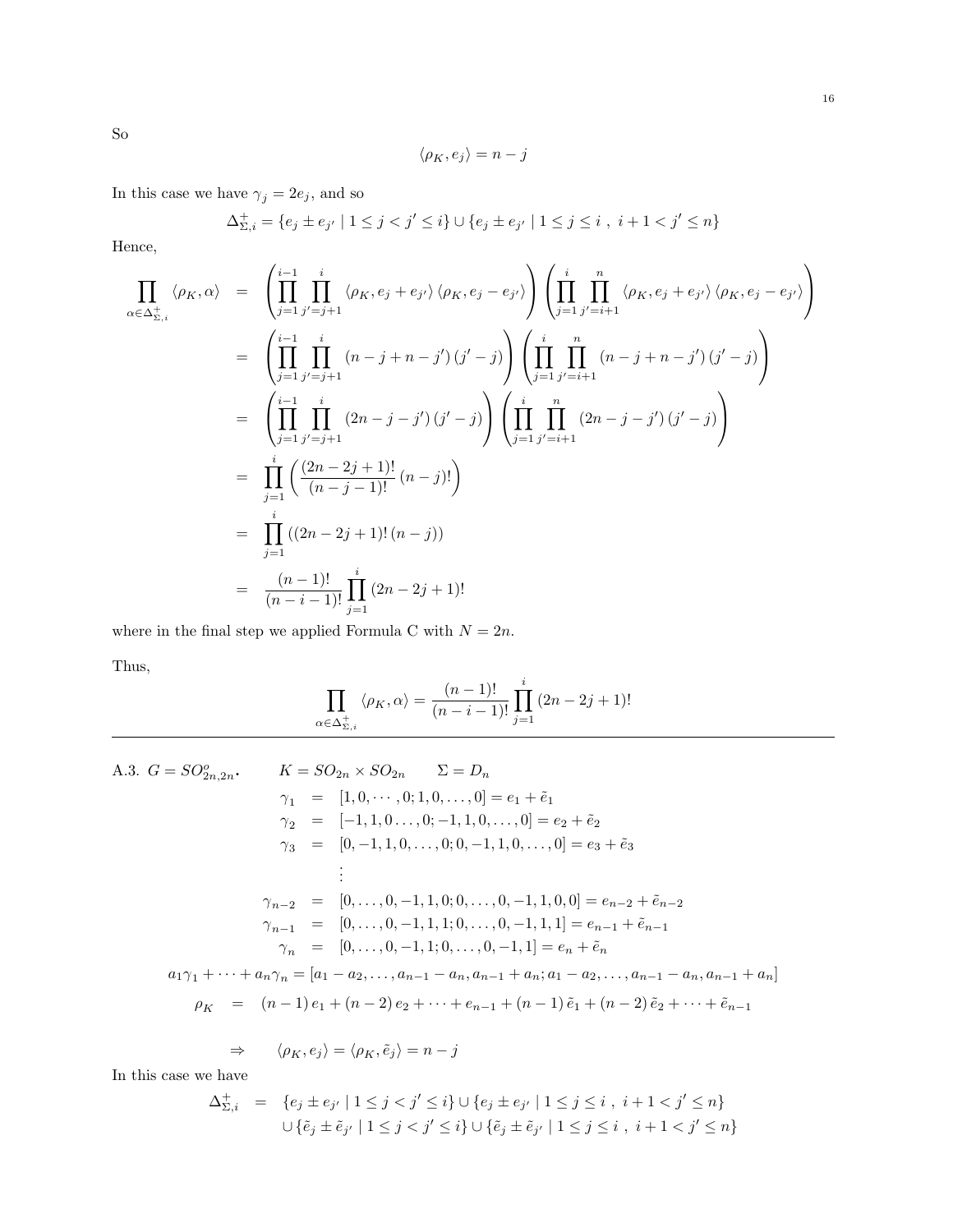So

$$\langle \rho_K, e_j \rangle = n - j$$

In this case we have $\gamma_j = 2e_j$, and so

$$\Delta^+_{\Sigma,i} = \{e_j \pm e_{j'} \mid 1 \le j < j' \le i\} \cup \{e_j \pm e_{j'} \mid 1 \le j \le i \ , \ i+1 < j' \le n\}$$

Hence,

$$\begin{aligned}
\prod_{\alpha \in \Delta^+_{\Sigma,i}} \langle \rho_K, \alpha \rangle &= \left( \prod_{j=1}^{i-1} \prod_{j'=j+1}^{i} \langle \rho_K, e_j + e_{j'} \rangle \langle \rho_K, e_j - e_{j'} \rangle \right) \left( \prod_{j=1}^{i} \prod_{j'=i+1}^{n} \langle \rho_K, e_j + e_{j'} \rangle \langle \rho_K, e_j - e_{j'} \rangle \right) \\
&= \left( \prod_{j=1}^{i-1} \prod_{j'=j+1}^{i} (n - j + n - j') (j' - j) \right) \left( \prod_{j=1}^{i} \prod_{j'=i+1}^{n} (n - j + n - j') (j' - j) \right) \\
&= \left( \prod_{j=1}^{i-1} \prod_{j'=j+1}^{i} (2n - j - j') (j' - j) \right) \left( \prod_{j=1}^{i} \prod_{j'=i+1}^{n} (2n - j - j') (j' - j) \right) \\
&= \prod_{j=1}^{i} \left( \frac{(2n - 2j + 1)!}{(n - j - 1)!} (n - j)! \right) \\
&= \prod_{j=1}^{i} \left( (2n - 2j + 1)! \, (n - j) \right) \\
&= \frac{(n-1)!}{(n-i-1)!} \prod_{j=1}^{i} (2n - 2j + 1)!
\end{aligned}$$

where in the final step we applied Formula C with $N = 2n$.

Thus,

$$\prod_{\alpha \in \Delta^+_{\Sigma,i}} \langle \rho_K, \alpha \rangle = \frac{(n-1)!}{(n-i-1)!} \prod_{j=1}^{i} (2n - 2j + 1)!$$

---

A.3. $G = SO^o_{2n,2n}$. $\qquad K = SO_{2n} \times SO_{2n} \qquad \Sigma = D_n$

$$\begin{aligned}
\gamma_1 &= [1, 0, \cdots, 0; 1, 0, \ldots, 0] = e_1 + \tilde{e}_1 \\
\gamma_2 &= [-1, 1, 0 \ldots, 0; -1, 1, 0, \ldots, 0] = e_2 + \tilde{e}_2 \\
\gamma_3 &= [0, -1, 1, 0, \ldots, 0; 0, -1, 1, 0, \ldots, 0] = e_3 + \tilde{e}_3 \\
&\vdots \\
\gamma_{n-2} &= [0, \ldots, 0, -1, 1, 0; 0, \ldots, 0, -1, 1, 0, 0] = e_{n-2} + \tilde{e}_{n-2} \\
\gamma_{n-1} &= [0, \ldots, 0, -1, 1, 1; 0, \ldots, 0, -1, 1, 1] = e_{n-1} + \tilde{e}_{n-1} \\
\gamma_n &= [0, \ldots, 0, -1, 1; 0, \ldots, 0, -1, 1] = e_n + \tilde{e}_n
\end{aligned}$$

$$a_1\gamma_1 + \cdots + a_n\gamma_n = [a_1 - a_2, \ldots, a_{n-1} - a_n, a_{n-1} + a_n; a_1 - a_2, \ldots, a_{n-1} - a_n, a_{n-1} + a_n]$$

$$\rho_K = (n-1)\, e_1 + (n-2)\, e_2 + \cdots + e_{n-1} + (n-1)\, \tilde{e}_1 + (n-2)\, \tilde{e}_2 + \cdots + \tilde{e}_{n-1}$$

$$\Rightarrow \qquad \langle \rho_K, e_j \rangle = \langle \rho_K, \tilde{e}_j \rangle = n - j$$

In this case we have

$$\begin{aligned}
\Delta^+_{\Sigma,i} &= \{e_j \pm e_{j'} \mid 1 \le j < j' \le i\} \cup \{e_j \pm e_{j'} \mid 1 \le j \le i \ , \ i+1 < j' \le n\} \\
&\quad \cup \{\tilde{e}_j \pm \tilde{e}_{j'} \mid 1 \le j < j' \le i\} \cup \{\tilde{e}_j \pm \tilde{e}_{j'} \mid 1 \le j \le i \ , \ i+1 < j' \le n\}
\end{aligned}$$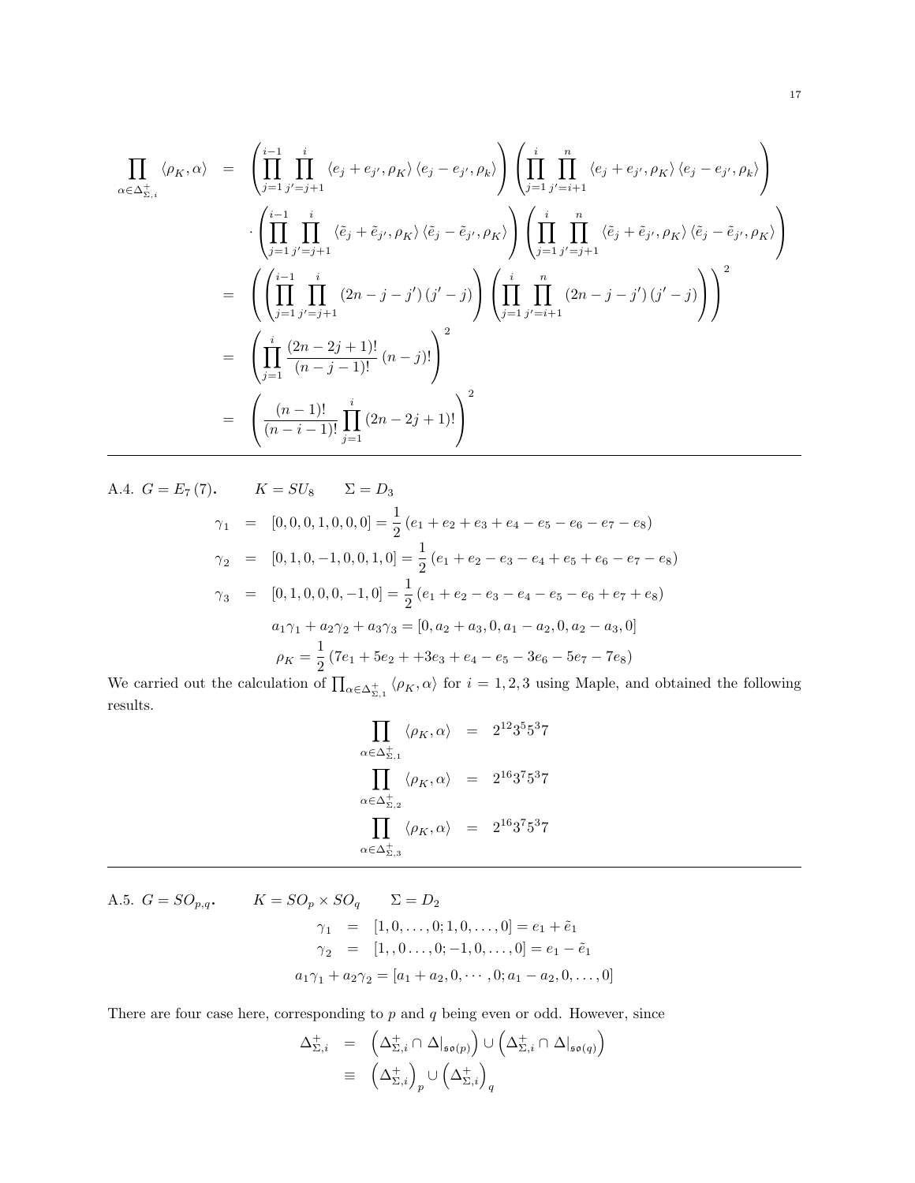$$
\begin{aligned}
\prod_{\alpha\in\Delta^+_{\Sigma,i}} \langle \rho_K, \alpha\rangle &= \left(\prod_{j=1}^{i-1}\prod_{j'=j+1}^{i} \langle e_j + e_{j'}, \rho_K\rangle \langle e_j - e_{j'}, \rho_k\rangle\right)\left(\prod_{j=1}^{i}\prod_{j'=i+1}^{n} \langle e_j + e_{j'}, \rho_K\rangle \langle e_j - e_{j'}, \rho_k\rangle\right) \\
&\quad \cdot \left(\prod_{j=1}^{i-1}\prod_{j'=j+1}^{i} \langle \tilde{e}_j + \tilde{e}_{j'}, \rho_K\rangle \langle \tilde{e}_j - \tilde{e}_{j'}, \rho_K\rangle\right)\left(\prod_{j=1}^{i}\prod_{j'=j+1}^{n} \langle \tilde{e}_j + \tilde{e}_{j'}, \rho_K\rangle \langle \tilde{e}_j - \tilde{e}_{j'}, \rho_K\rangle\right) \\
&= \left(\left(\prod_{j=1}^{i-1}\prod_{j'=j+1}^{i} (2n-j-j')(j'-j)\right)\left(\prod_{j=1}^{i}\prod_{j'=i+1}^{n} (2n-j-j')(j'-j)\right)\right)^2 \\
&= \left(\prod_{j=1}^{i} \frac{(2n-2j+1)!}{(n-j-1)!}(n-j)!\right)^2 \\
&= \left(\frac{(n-1)!}{(n-i-1)!}\prod_{j=1}^{i}(2n-2j+1)!\right)^2
\end{aligned}
$$

---

A.4. $G = E_7(7)$. $\qquad K = SU_8 \qquad \Sigma = D_3$

$$
\begin{aligned}
\gamma_1 &= [0,0,0,1,0,0,0] = \frac{1}{2}(e_1+e_2+e_3+e_4-e_5-e_6-e_7-e_8) \\
\gamma_2 &= [0,1,0,-1,0,0,1,0] = \frac{1}{2}(e_1+e_2-e_3-e_4+e_5+e_6-e_7-e_8) \\
\gamma_3 &= [0,1,0,0,0,0,-1,0] = \frac{1}{2}(e_1+e_2-e_3-e_4-e_5-e_6+e_7+e_8) \\
&a_1\gamma_1 + a_2\gamma_2 + a_3\gamma_3 = [0, a_2+a_3, 0, a_1-a_2, 0, a_2-a_3, 0] \\
&\rho_K = \frac{1}{2}(7e_1 + 5e_2 + +3e_3 + e_4 - e_5 - 3e_6 - 5e_7 - 7e_8)
\end{aligned}
$$

We carried out the calculation of $\prod_{\alpha\in\Delta^+_{\Sigma,1}}\langle\rho_K,\alpha\rangle$ for $i = 1,2,3$ using Maple, and obtained the following results.

$$
\begin{aligned}
\prod_{\alpha\in\Delta^+_{\Sigma,1}} \langle \rho_K, \alpha\rangle &= 2^{12}3^5 5^3 7 \\
\prod_{\alpha\in\Delta^+_{\Sigma,2}} \langle \rho_K, \alpha\rangle &= 2^{16}3^7 5^3 7 \\
\prod_{\alpha\in\Delta^+_{\Sigma,3}} \langle \rho_K, \alpha\rangle &= 2^{16}3^7 5^3 7
\end{aligned}
$$

---

A.5. $G = SO_{p,q}$. $\qquad K = SO_p \times SO_q \qquad \Sigma = D_2$

$$
\begin{aligned}
\gamma_1 &= [1,0,\dots,0;1,0,\dots,0] = e_1 + \tilde{e}_1 \\
\gamma_2 &= [1,,0\dots,0;-1,0,\dots,0] = e_1 - \tilde{e}_1 \\
&a_1\gamma_1 + a_2\gamma_2 = [a_1+a_2, 0, \cdots, 0; a_1-a_2, 0, \dots, 0]
\end{aligned}
$$

There are four case here, corresponding to $p$ and $q$ being even or odd. However, since

$$
\begin{aligned}
\Delta^+_{\Sigma,i} &= \left(\Delta^+_{\Sigma,i} \cap \Delta|_{\mathfrak{so}(p)}\right) \cup \left(\Delta^+_{\Sigma,i} \cap \Delta|_{\mathfrak{so}(q)}\right) \\
&\equiv \left(\Delta^+_{\Sigma,i}\right)_p \cup \left(\Delta^+_{\Sigma,i}\right)_q
\end{aligned}
$$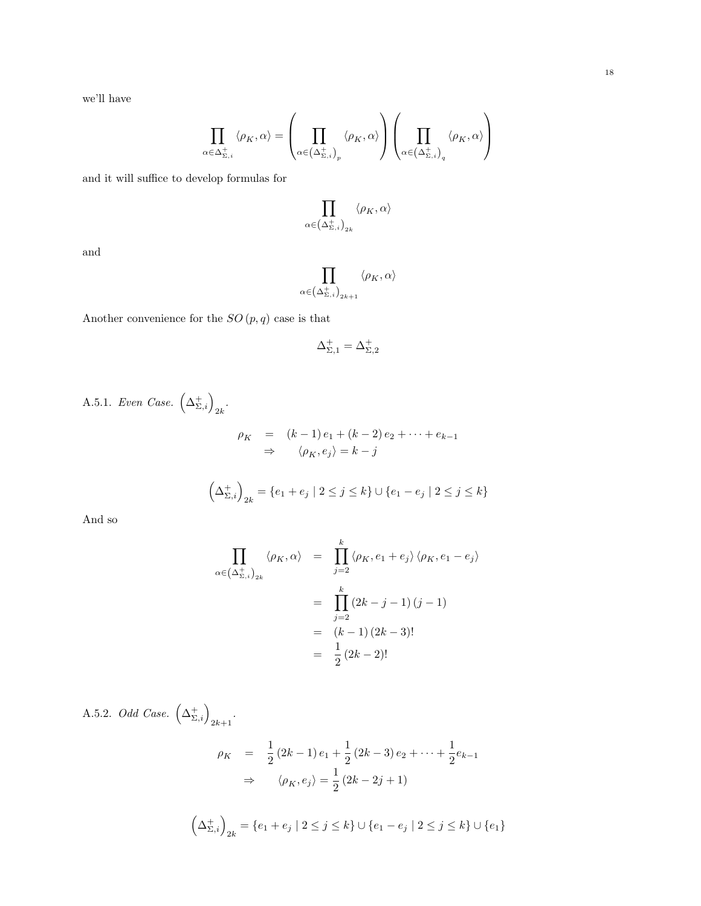we'll have

$$\prod_{\alpha\in\Delta^+_{\Sigma,i}} \langle \rho_K, \alpha\rangle = \left(\prod_{\alpha\in\left(\Delta^+_{\Sigma,i}\right)_p} \langle \rho_K, \alpha\rangle\right)\left(\prod_{\alpha\in\left(\Delta^+_{\Sigma,i}\right)_q} \langle \rho_K, \alpha\rangle\right)$$

and it will suffice to develop formulas for

$$\prod_{\alpha\in\left(\Delta^+_{\Sigma,i}\right)_{2k}} \langle \rho_K, \alpha\rangle$$

and

$$\prod_{\alpha\in\left(\Delta^+_{\Sigma,i}\right)_{2k+1}} \langle \rho_K, \alpha\rangle$$

Another convenience for the $SO(p,q)$ case is that

$$\Delta^+_{\Sigma,1} = \Delta^+_{\Sigma,2}$$

A.5.1. *Even Case.* $\left(\Delta^+_{\Sigma,i}\right)_{2k}$.

$$\begin{aligned}
\rho_K \quad &= \quad (k-1)\,e_1 + (k-2)\,e_2 + \cdots + e_{k-1} \\
&\Rightarrow \qquad \langle \rho_K, e_j\rangle = k-j
\end{aligned}$$

$$\left(\Delta^+_{\Sigma,i}\right)_{2k} = \{e_1 + e_j \mid 2\le j\le k\} \cup \{e_1 - e_j \mid 2\le j\le k\}$$

And so

$$\begin{aligned}
\prod_{\alpha\in\left(\Delta^+_{\Sigma,i}\right)_{2k}} \langle \rho_K, \alpha\rangle \quad &= \quad \prod_{j=2}^{k} \langle \rho_K, e_1+e_j\rangle \langle \rho_K, e_1-e_j\rangle \\
&= \quad \prod_{j=2}^{k} (2k-j-1)\,(j-1) \\
&= \quad (k-1)\,(2k-3)! \\
&= \quad \frac{1}{2}\,(2k-2)!
\end{aligned}$$

A.5.2. *Odd Case.* $\left(\Delta^+_{\Sigma,i}\right)_{2k+1}$.

$$\begin{aligned}
\rho_K \quad &= \quad \frac{1}{2}\,(2k-1)\,e_1 + \frac{1}{2}\,(2k-3)\,e_2 + \cdots + \frac{1}{2}e_{k-1} \\
&\Rightarrow \qquad \langle \rho_K, e_j\rangle = \frac{1}{2}\,(2k-2j+1)
\end{aligned}$$

$$\left(\Delta^+_{\Sigma,i}\right)_{2k} = \{e_1 + e_j \mid 2\le j\le k\} \cup \{e_1 - e_j \mid 2\le j\le k\} \cup \{e_1\}$$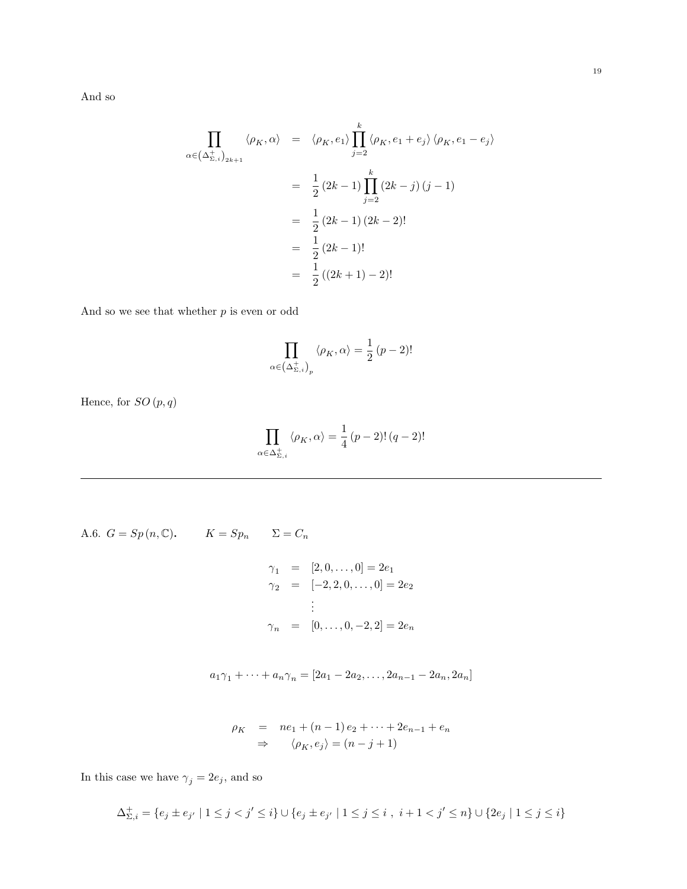And so

$$
\begin{aligned}
\prod_{\alpha\in\left(\Delta_{\Sigma,i}^{+}\right)_{2k+1}} \langle\rho_K,\alpha\rangle &= \langle\rho_K,e_1\rangle\prod_{j=2}^{k}\langle\rho_K,e_1+e_j\rangle\langle\rho_K,e_1-e_j\rangle \\
&= \frac{1}{2}\left(2k-1\right)\prod_{j=2}^{k}\left(2k-j\right)\left(j-1\right) \\
&= \frac{1}{2}\left(2k-1\right)\left(2k-2\right)! \\
&= \frac{1}{2}\left(2k-1\right)! \\
&= \frac{1}{2}\left(\left(2k+1\right)-2\right)!
\end{aligned}
$$

And so we see that whether $p$ is even or odd

$$
\prod_{\alpha\in\left(\Delta_{\Sigma,i}^{+}\right)_{p}} \langle\rho_K,\alpha\rangle = \frac{1}{2}\left(p-2\right)!
$$

Hence, for $SO\left(p,q\right)$

$$
\prod_{\alpha\in\Delta_{\Sigma,i}^{+}} \langle\rho_K,\alpha\rangle = \frac{1}{4}\left(p-2\right)!\left(q-2\right)!
$$

---

A.6. $G=Sp\left(n,\mathbb{C}\right)$. $\qquad K=Sp_n \qquad \Sigma=C_n$

$$
\begin{aligned}
\gamma_1 &= [2,0,\ldots,0]=2e_1 \\
\gamma_2 &= [-2,2,0,\ldots,0]=2e_2 \\
&\vdots \\
\gamma_n &= [0,\ldots,0,-2,2]=2e_n
\end{aligned}
$$

$$
a_1\gamma_1+\cdots+a_n\gamma_n=[2a_1-2a_2,\ldots,2a_{n-1}-2a_n,2a_n]
$$

$$
\begin{aligned}
\rho_K &= ne_1+\left(n-1\right)e_2+\cdots+2e_{n-1}+e_n \\
&\Rightarrow \qquad \langle\rho_K,e_j\rangle=\left(n-j+1\right)
\end{aligned}
$$

In this case we have $\gamma_j=2e_j$, and so

$$
\Delta_{\Sigma,i}^{+}=\{e_j\pm e_{j'}\mid 1\leq j<j'\leq i\}\cup\{e_j\pm e_{j'}\mid 1\leq j\leq i\ ,\ i+1<j'\leq n\}\cup\{2e_j\mid 1\leq j\leq i\}
$$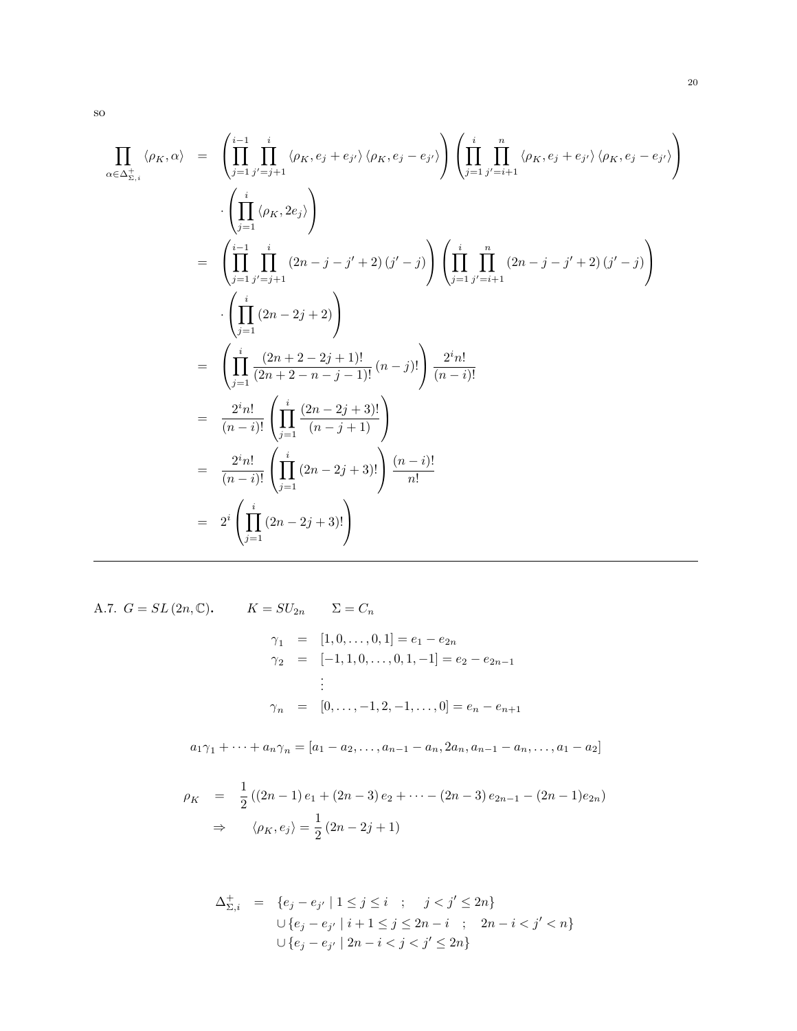so

$$
\begin{aligned}
\prod_{\alpha\in\Delta^+_{\Sigma,i}} \langle \rho_K, \alpha\rangle &= \left(\prod_{j=1}^{i-1}\prod_{j'=j+1}^{i} \langle \rho_K, e_j + e_{j'}\rangle \langle \rho_K, e_j - e_{j'}\rangle\right)\left(\prod_{j=1}^{i}\prod_{j'=i+1}^{n} \langle \rho_K, e_j + e_{j'}\rangle \langle \rho_K, e_j - e_{j'}\rangle\right) \\
&\quad \cdot \left(\prod_{j=1}^{i} \langle \rho_K, 2e_j\rangle\right) \\
&= \left(\prod_{j=1}^{i-1}\prod_{j'=j+1}^{i} (2n - j - j' + 2)(j' - j)\right)\left(\prod_{j=1}^{i}\prod_{j'=i+1}^{n} (2n - j - j' + 2)(j' - j)\right) \\
&\quad \cdot \left(\prod_{j=1}^{i} (2n - 2j + 2)\right) \\
&= \left(\prod_{j=1}^{i} \frac{(2n + 2 - 2j + 1)!}{(2n + 2 - n - j - 1)!}(n - j)!\right)\frac{2^i n!}{(n-i)!} \\
&= \frac{2^i n!}{(n-i)!}\left(\prod_{j=1}^{i} \frac{(2n - 2j + 3)!}{(n - j + 1)}\right) \\
&= \frac{2^i n!}{(n-i)!}\left(\prod_{j=1}^{i} (2n - 2j + 3)!\right)\frac{(n-i)!}{n!} \\
&= 2^i\left(\prod_{j=1}^{i} (2n - 2j + 3)!\right)
\end{aligned}
$$

---

A.7. $G = SL(2n, \mathbb{C})$. $\qquad K = SU_{2n} \qquad \Sigma = C_n$

$$
\begin{aligned}
\gamma_1 &= [1, 0, \ldots, 0, 1] = e_1 - e_{2n} \\
\gamma_2 &= [-1, 1, 0, \ldots, 0, 1, -1] = e_2 - e_{2n-1} \\
&\vdots \\
\gamma_n &= [0, \ldots, -1, 2, -1, \ldots, 0] = e_n - e_{n+1}
\end{aligned}
$$

$$
a_1\gamma_1 + \cdots + a_n\gamma_n = [a_1 - a_2, \ldots, a_{n-1} - a_n, 2a_n, a_{n-1} - a_n, \ldots, a_1 - a_2]
$$

$$
\begin{aligned}
\rho_K &= \frac{1}{2}\left((2n-1)e_1 + (2n-3)e_2 + \cdots - (2n-3)e_{2n-1} - (2n-1)e_{2n}\right) \\
&\Rightarrow \qquad \langle \rho_K, e_j\rangle = \frac{1}{2}(2n - 2j + 1)
\end{aligned}
$$

$$
\begin{aligned}
\Delta^+_{\Sigma,i} &= \{e_j - e_{j'} \mid 1 \le j \le i \quad ; \quad j < j' \le 2n\} \\
&\quad \cup \{e_j - e_{j'} \mid i + 1 \le j \le 2n - i \quad ; \quad 2n - i < j' < n\} \\
&\quad \cup \{e_j - e_{j'} \mid 2n - i < j < j' \le 2n\}
\end{aligned}
$$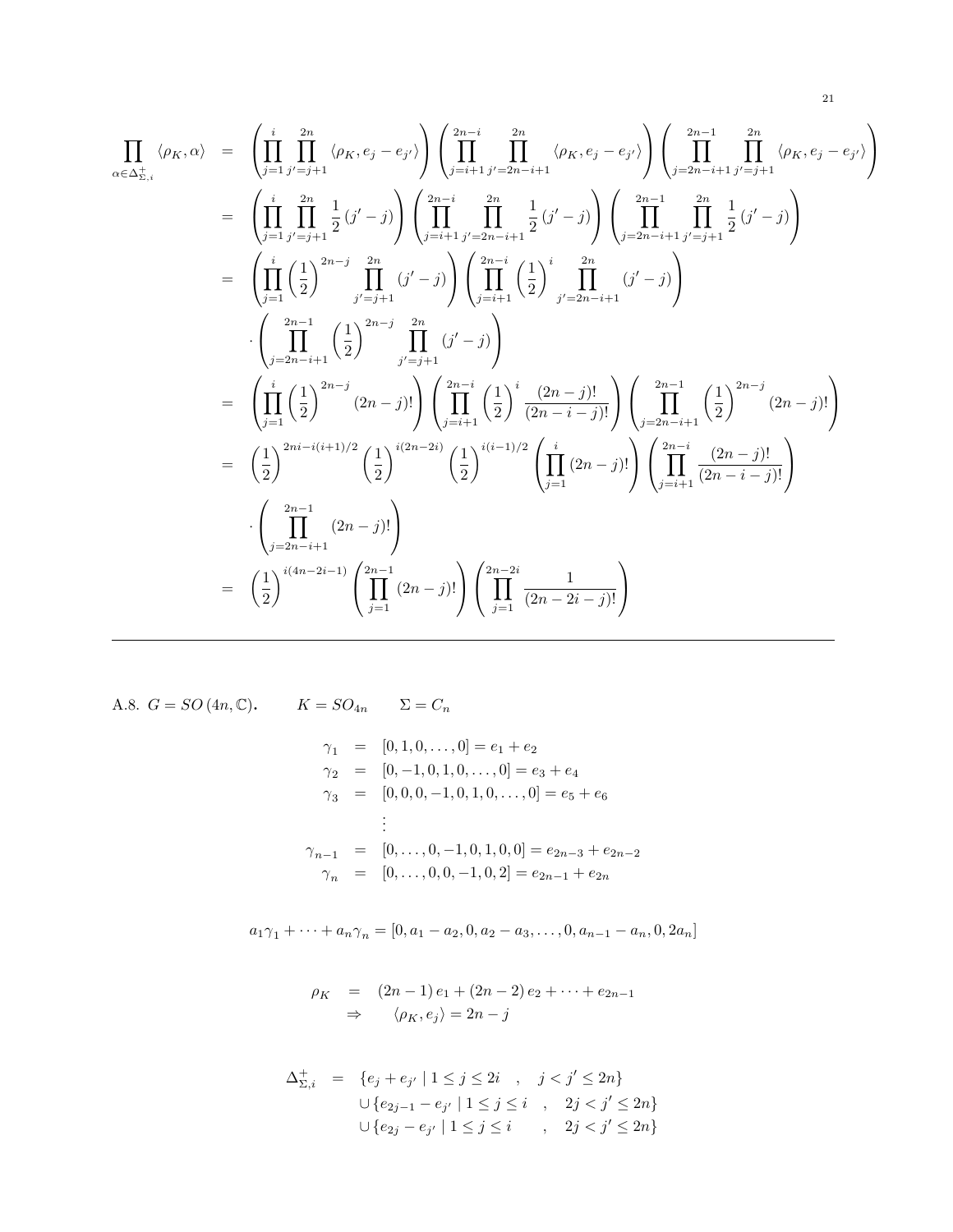$$
\begin{aligned}
\prod_{\alpha \in \Delta^+_{\Sigma,i}} \langle \rho_K, \alpha \rangle &= \left( \prod_{j=1}^{i} \prod_{j'=j+1}^{2n} \langle \rho_K, e_j - e_{j'} \rangle \right) \left( \prod_{j=i+1}^{2n-i} \prod_{j'=2n-i+1}^{2n} \langle \rho_K, e_j - e_{j'} \rangle \right) \left( \prod_{j=2n-i+1}^{2n-1} \prod_{j'=j+1}^{2n} \langle \rho_K, e_j - e_{j'} \rangle \right) \\
&= \left( \prod_{j=1}^{i} \prod_{j'=j+1}^{2n} \frac{1}{2} (j' - j) \right) \left( \prod_{j=i+1}^{2n-i} \prod_{j'=2n-i+1}^{2n} \frac{1}{2} (j' - j) \right) \left( \prod_{j=2n-i+1}^{2n-1} \prod_{j'=j+1}^{2n} \frac{1}{2} (j' - j) \right) \\
&= \left( \prod_{j=1}^{i} \left(\frac{1}{2}\right)^{2n-j} \prod_{j'=j+1}^{2n} (j' - j) \right) \left( \prod_{j=i+1}^{2n-i} \left(\frac{1}{2}\right)^{i} \prod_{j'=2n-i+1}^{2n} (j' - j) \right) \\
&\quad \cdot \left( \prod_{j=2n-i+1}^{2n-1} \left(\frac{1}{2}\right)^{2n-j} \prod_{j'=j+1}^{2n} (j' - j) \right) \\
&= \left( \prod_{j=1}^{i} \left(\frac{1}{2}\right)^{2n-j} (2n-j)! \right) \left( \prod_{j=i+1}^{2n-i} \left(\frac{1}{2}\right)^{i} \frac{(2n-j)!}{(2n-i-j)!} \right) \left( \prod_{j=2n-i+1}^{2n-1} \left(\frac{1}{2}\right)^{2n-j} (2n-j)! \right) \\
&= \left(\frac{1}{2}\right)^{2ni - i(i+1)/2} \left(\frac{1}{2}\right)^{i(2n-2i)} \left(\frac{1}{2}\right)^{i(i-1)/2} \left( \prod_{j=1}^{i} (2n-j)! \right) \left( \prod_{j=i+1}^{2n-i} \frac{(2n-j)!}{(2n-i-j)!} \right) \\
&\quad \cdot \left( \prod_{j=2n-i+1}^{2n-1} (2n-j)! \right) \\
&= \left(\frac{1}{2}\right)^{i(4n-2i-1)} \left( \prod_{j=1}^{2n-1} (2n-j)! \right) \left( \prod_{j=1}^{2n-2i} \frac{1}{(2n-2i-j)!} \right)
\end{aligned}
$$

---

A.8. $G = SO(4n, \mathbb{C})$. $\qquad K = SO_{4n} \qquad \Sigma = C_n$

$$
\begin{aligned}
\gamma_1 &= [0, 1, 0, \ldots, 0] = e_1 + e_2 \\
\gamma_2 &= [0, -1, 0, 1, 0, \ldots, 0] = e_3 + e_4 \\
\gamma_3 &= [0, 0, 0, -1, 0, 1, 0, \ldots, 0] = e_5 + e_6 \\
&\vdots \\
\gamma_{n-1} &= [0, \ldots, 0, -1, 0, 1, 0, 0] = e_{2n-3} + e_{2n-2} \\
\gamma_n &= [0, \ldots, 0, 0, -1, 0, 2] = e_{2n-1} + e_{2n}
\end{aligned}
$$

$$
a_1 \gamma_1 + \cdots + a_n \gamma_n = [0, a_1 - a_2, 0, a_2 - a_3, \ldots, 0, a_{n-1} - a_n, 0, 2a_n]
$$

$$
\begin{aligned}
\rho_K &= (2n-1) e_1 + (2n-2) e_2 + \cdots + e_{2n-1} \\
&\Rightarrow \quad \langle \rho_K, e_j \rangle = 2n - j
\end{aligned}
$$

$$
\begin{aligned}
\Delta^+_{\Sigma,i} &= \{ e_j + e_{j'} \mid 1 \le j \le 2i \quad , \quad j < j' \le 2n \} \\
&\quad \cup \{ e_{2j-1} - e_{j'} \mid 1 \le j \le i \quad , \quad 2j < j' \le 2n \} \\
&\quad \cup \{ e_{2j} - e_{j'} \mid 1 \le j \le i \quad , \quad 2j < j' \le 2n \}
\end{aligned}
$$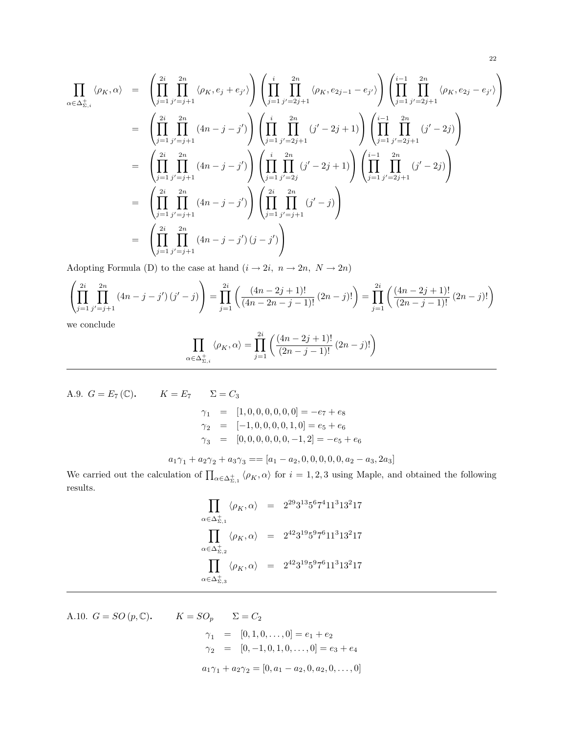$$
\begin{aligned}
\prod_{\alpha\in\Delta^+_{\Sigma,i}}\langle\rho_K,\alpha\rangle &= \left(\prod_{j=1}^{2i}\prod_{j'=j+1}^{2n}\langle\rho_K,e_j+e_{j'}\rangle\right)\left(\prod_{j=1}^{i}\prod_{j'=2j+1}^{2n}\langle\rho_K,e_{2j-1}-e_{j'}\rangle\right)\left(\prod_{j=1}^{i-1}\prod_{j'=2j+1}^{2n}\langle\rho_K,e_{2j}-e_{j'}\rangle\right)\\
&= \left(\prod_{j=1}^{2i}\prod_{j'=j+1}^{2n}(4n-j-j')\right)\left(\prod_{j=1}^{i}\prod_{j'=2j+1}^{2n}(j'-2j+1)\right)\left(\prod_{j=1}^{i-1}\prod_{j'=2j+1}^{2n}(j'-2j)\right)\\
&= \left(\prod_{j=1}^{2i}\prod_{j'=j+1}^{2n}(4n-j-j')\right)\left(\prod_{j=1}^{i}\prod_{j'=2j}^{2n}(j'-2j+1)\right)\left(\prod_{j=1}^{i-1}\prod_{j'=2j+1}^{2n}(j'-2j)\right)\\
&= \left(\prod_{j=1}^{2i}\prod_{j'=j+1}^{2n}(4n-j-j')\right)\left(\prod_{j=1}^{2i}\prod_{j'=j+1}^{2n}(j'-j)\right)\\
&= \left(\prod_{j=1}^{2i}\prod_{j'=j+1}^{2n}(4n-j-j')(j-j')\right)
\end{aligned}
$$

Adopting Formula (D) to the case at hand ($i\to 2i,\ n\to 2n,\ N\to 2n$)

$$
\left(\prod_{j=1}^{2i}\prod_{j'=j+1}^{2n}(4n-j-j')(j'-j)\right)=\prod_{j=1}^{2i}\left(\frac{(4n-2j+1)!}{(4n-2n-j-1)!}(2n-j)!\right)=\prod_{j=1}^{2i}\left(\frac{(4n-2j+1)!}{(2n-j-1)!}(2n-j)!\right)
$$

we conclude

$$
\prod_{\alpha\in\Delta^+_{\Sigma,i}}\langle\rho_K,\alpha\rangle=\prod_{j=1}^{2i}\left(\frac{(4n-2j+1)!}{(2n-j-1)!}(2n-j)!\right)
$$

---

A.9. $G=E_7(\mathbb{C})$. $\qquad K=E_7 \qquad \Sigma=C_3$

$$
\begin{aligned}
\gamma_1 &= [1,0,0,0,0,0,0]=-e_7+e_8\\
\gamma_2 &= [-1,0,0,0,0,1,0]=e_5+e_6\\
\gamma_3 &= [0,0,0,0,0,0,-1,2]=-e_5+e_6
\end{aligned}
$$

$$
a_1\gamma_1+a_2\gamma_2+a_3\gamma_3==[a_1-a_2,0,0,0,0,a_2-a_3,2a_3]
$$

We carried out the calculation of $\prod_{\alpha\in\Delta^+_{\Sigma,1}}\langle\rho_K,\alpha\rangle$ for $i=1,2,3$ using Maple, and obtained the following results.

$$
\begin{aligned}
\prod_{\alpha\in\Delta^+_{\Sigma,1}}\langle\rho_K,\alpha\rangle &= 2^{29}3^{13}5^{6}7^{4}11^{3}13^{2}17\\
\prod_{\alpha\in\Delta^+_{\Sigma,2}}\langle\rho_K,\alpha\rangle &= 2^{42}3^{19}5^{9}7^{6}11^{3}13^{2}17\\
\prod_{\alpha\in\Delta^+_{\Sigma,3}}\langle\rho_K,\alpha\rangle &= 2^{42}3^{19}5^{9}7^{6}11^{3}13^{2}17
\end{aligned}
$$

---

A.10. $G=SO(p,\mathbb{C})$. $\qquad K=SO_p \qquad \Sigma=C_2$

$$
\begin{aligned}
\gamma_1 &= [0,1,0,\dots,0]=e_1+e_2\\
\gamma_2 &= [0,-1,0,1,0,\dots,0]=e_3+e_4
\end{aligned}
$$

$$
a_1\gamma_1+a_2\gamma_2=[0,a_1-a_2,0,a_2,0,\dots,0]
$$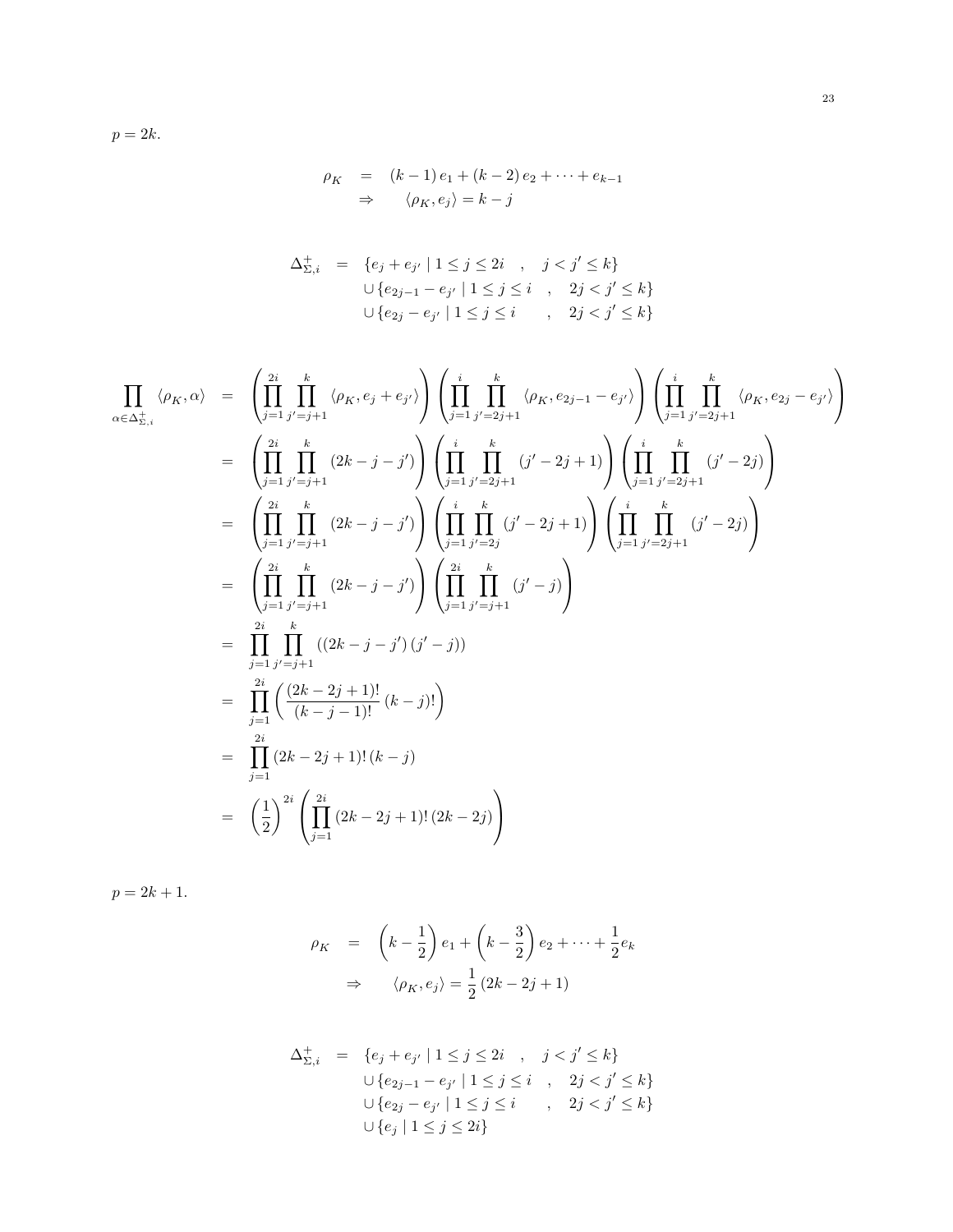$p = 2k$.

$$
\begin{aligned}
\rho_K &= (k-1)\,e_1 + (k-2)\,e_2 + \cdots + e_{k-1} \\
&\Rightarrow \qquad \langle \rho_K, e_j \rangle = k - j
\end{aligned}
$$

$$
\begin{aligned}
\Delta^+_{\Sigma,i} &= \{e_j + e_{j'} \mid 1 \leq j \leq 2i \quad , \quad j < j' \leq k\} \\
&\cup \{e_{2j-1} - e_{j'} \mid 1 \leq j \leq i \quad , \quad 2j < j' \leq k\} \\
&\cup \{e_{2j} - e_{j'} \mid 1 \leq j \leq i \qquad , \quad 2j < j' \leq k\}
\end{aligned}
$$

$$
\begin{aligned}
\prod_{\alpha \in \Delta^+_{\Sigma,i}} \langle \rho_K, \alpha \rangle &= \left( \prod_{j=1}^{2i} \prod_{j'=j+1}^{k} \langle \rho_K, e_j + e_{j'} \rangle \right) \left( \prod_{j=1}^{i} \prod_{j'=2j+1}^{k} \langle \rho_K, e_{2j-1} - e_{j'} \rangle \right) \left( \prod_{j=1}^{i} \prod_{j'=2j+1}^{k} \langle \rho_K, e_{2j} - e_{j'} \rangle \right) \\
&= \left( \prod_{j=1}^{2i} \prod_{j'=j+1}^{k} (2k - j - j') \right) \left( \prod_{j=1}^{i} \prod_{j'=2j+1}^{k} (j' - 2j + 1) \right) \left( \prod_{j=1}^{i} \prod_{j'=2j+1}^{k} (j' - 2j) \right) \\
&= \left( \prod_{j=1}^{2i} \prod_{j'=j+1}^{k} (2k - j - j') \right) \left( \prod_{j=1}^{i} \prod_{j'=2j}^{k} (j' - 2j + 1) \right) \left( \prod_{j=1}^{i} \prod_{j'=2j+1}^{k} (j' - 2j) \right) \\
&= \left( \prod_{j=1}^{2i} \prod_{j'=j+1}^{k} (2k - j - j') \right) \left( \prod_{j=1}^{2i} \prod_{j'=j+1}^{k} (j' - j) \right) \\
&= \prod_{j=1}^{2i} \prod_{j'=j+1}^{k} \left( (2k - j - j')\,(j' - j) \right) \\
&= \prod_{j=1}^{2i} \left( \frac{(2k - 2j + 1)!}{(k - j - 1)!}\,(k - j)! \right) \\
&= \prod_{j=1}^{2i} (2k - 2j + 1)!\,(k - j) \\
&= \left( \frac{1}{2} \right)^{2i} \left( \prod_{j=1}^{2i} (2k - 2j + 1)!\,(2k - 2j) \right)
\end{aligned}
$$

$p = 2k + 1$.

$$
\begin{aligned}
\rho_K &= \left( k - \frac{1}{2} \right) e_1 + \left( k - \frac{3}{2} \right) e_2 + \cdots + \frac{1}{2} e_k \\
&\Rightarrow \qquad \langle \rho_K, e_j \rangle = \frac{1}{2}\,(2k - 2j + 1)
\end{aligned}
$$

$$
\begin{aligned}
\Delta^+_{\Sigma,i} &= \{e_j + e_{j'} \mid 1 \leq j \leq 2i \quad , \quad j < j' \leq k\} \\
&\cup \{e_{2j-1} - e_{j'} \mid 1 \leq j \leq i \quad , \quad 2j < j' \leq k\} \\
&\cup \{e_{2j} - e_{j'} \mid 1 \leq j \leq i \qquad , \quad 2j < j' \leq k\} \\
&\cup \{e_j \mid 1 \leq j \leq 2i\}
\end{aligned}
$$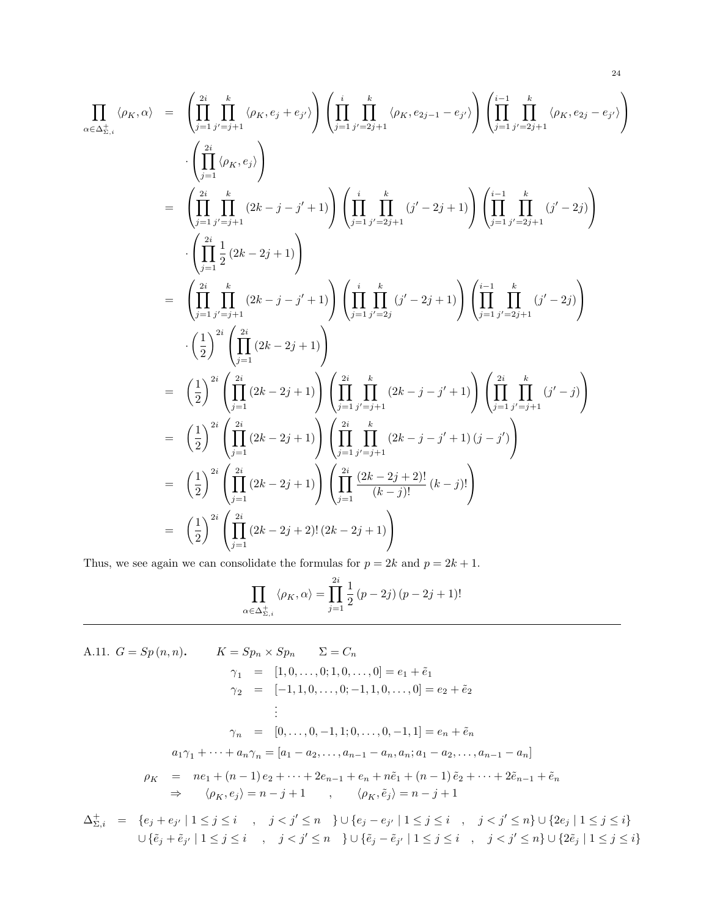$$
\begin{aligned}
\prod_{\alpha\in\Delta^+_{\Sigma,i}} \langle \rho_K, \alpha\rangle &= \left(\prod_{j=1}^{2i}\prod_{j'=j+1}^{k} \langle \rho_K, e_j+e_{j'}\rangle\right)\left(\prod_{j=1}^{i}\prod_{j'=2j+1}^{k} \langle \rho_K, e_{2j-1}-e_{j'}\rangle\right)\left(\prod_{j=1}^{i-1}\prod_{j'=2j+1}^{k} \langle \rho_K, e_{2j}-e_{j'}\rangle\right) \\
&\quad \cdot \left(\prod_{j=1}^{2i} \langle \rho_K, e_j\rangle\right) \\
&= \left(\prod_{j=1}^{2i}\prod_{j'=j+1}^{k} (2k-j-j'+1)\right)\left(\prod_{j=1}^{i}\prod_{j'=2j+1}^{k} (j'-2j+1)\right)\left(\prod_{j=1}^{i-1}\prod_{j'=2j+1}^{k} (j'-2j)\right) \\
&\quad \cdot \left(\prod_{j=1}^{2i} \frac{1}{2}(2k-2j+1)\right) \\
&= \left(\prod_{j=1}^{2i}\prod_{j'=j+1}^{k} (2k-j-j'+1)\right)\left(\prod_{j=1}^{i}\prod_{j'=2j}^{k} (j'-2j+1)\right)\left(\prod_{j=1}^{i-1}\prod_{j'=2j+1}^{k} (j'-2j)\right) \\
&\quad \cdot \left(\frac{1}{2}\right)^{2i}\left(\prod_{j=1}^{2i} (2k-2j+1)\right) \\
&= \left(\frac{1}{2}\right)^{2i}\left(\prod_{j=1}^{2i} (2k-2j+1)\right)\left(\prod_{j=1}^{2i}\prod_{j'=j+1}^{k} (2k-j-j'+1)\right)\left(\prod_{j=1}^{2i}\prod_{j'=j+1}^{k} (j'-j)\right) \\
&= \left(\frac{1}{2}\right)^{2i}\left(\prod_{j=1}^{2i} (2k-2j+1)\right)\left(\prod_{j=1}^{2i}\prod_{j'=j+1}^{k} (2k-j-j'+1)(j-j')\right) \\
&= \left(\frac{1}{2}\right)^{2i}\left(\prod_{j=1}^{2i} (2k-2j+1)\right)\left(\prod_{j=1}^{2i} \frac{(2k-2j+2)!}{(k-j)!}(k-j)!\right) \\
&= \left(\frac{1}{2}\right)^{2i}\left(\prod_{j=1}^{2i} (2k-2j+2)!\,(2k-2j+1)\right)
\end{aligned}
$$

Thus, we see again we can consolidate the formulas for $p=2k$ and $p=2k+1$.

$$
\prod_{\alpha\in\Delta^+_{\Sigma,i}} \langle \rho_K, \alpha\rangle = \prod_{j=1}^{2i} \frac{1}{2}(p-2j)(p-2j+1)!
$$

---

A.11. $G = Sp(n,n)$. $\qquad K = Sp_n \times Sp_n \qquad \Sigma = C_n$

$$
\begin{aligned}
\gamma_1 &= [1,0,\ldots,0;1,0,\ldots,0] = e_1+\tilde{e}_1 \\
\gamma_2 &= [-1,1,0,\ldots,0;-1,1,0,\ldots,0] = e_2+\tilde{e}_2 \\
&\vdots \\
\gamma_n &= [0,\ldots,0,-1,1;0,\ldots,0,-1,1] = e_n+\tilde{e}_n
\end{aligned}
$$

$$
a_1\gamma_1+\cdots+a_n\gamma_n = [a_1-a_2,\ldots,a_{n-1}-a_n,a_n;a_1-a_2,\ldots,a_{n-1}-a_n]
$$

$$
\begin{aligned}
\rho_K &= ne_1+(n-1)e_2+\cdots+2e_{n-1}+e_n+n\tilde{e}_1+(n-1)\tilde{e}_2+\cdots+2\tilde{e}_{n-1}+\tilde{e}_n \\
&\Rightarrow \qquad \langle \rho_K, e_j\rangle = n-j+1 \qquad , \qquad \langle \rho_K, \tilde{e}_j\rangle = n-j+1
\end{aligned}
$$

$$
\begin{aligned}
\Delta^+_{\Sigma,i} &= \{e_j+e_{j'} \mid 1\le j\le i \quad , \quad j<j'\le n\ \}\cup\{e_j-e_{j'} \mid 1\le j\le i \quad , \quad j<j'\le n\}\cup\{2e_j \mid 1\le j\le i\} \\
&\quad \cup\{\tilde{e}_j+\tilde{e}_{j'} \mid 1\le j\le i \quad , \quad j<j'\le n\ \}\cup\{\tilde{e}_j-\tilde{e}_{j'} \mid 1\le j\le i \quad , \quad j<j'\le n\}\cup\{2\tilde{e}_j \mid 1\le j\le i\}
\end{aligned}
$$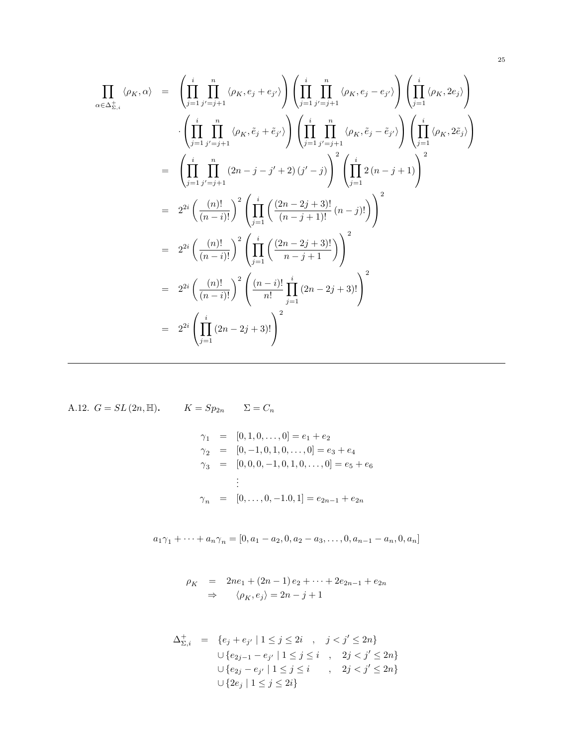$$
\begin{aligned}
\prod_{\alpha\in\Delta^+_{\Sigma,i}} \langle \rho_K, \alpha\rangle &= \left(\prod_{j=1}^{i}\prod_{j'=j+1}^{n}\langle \rho_K, e_j + e_{j'}\rangle\right)\left(\prod_{j=1}^{i}\prod_{j'=j+1}^{n}\langle \rho_K, e_j - e_{j'}\rangle\right)\left(\prod_{j=1}^{i}\langle \rho_K, 2e_j\rangle\right) \\
&\quad \cdot \left(\prod_{j=1}^{i}\prod_{j'=j+1}^{n}\langle \rho_K, \tilde{e}_j + \tilde{e}_{j'}\rangle\right)\left(\prod_{j=1}^{i}\prod_{j'=j+1}^{n}\langle \rho_K, \tilde{e}_j - \tilde{e}_{j'}\rangle\right)\left(\prod_{j=1}^{i}\langle \rho_K, 2\tilde{e}_j\rangle\right) \\
&= \left(\prod_{j=1}^{i}\prod_{j'=j+1}^{n}(2n-j-j'+2)(j'-j)\right)^2\left(\prod_{j=1}^{i}2(n-j+1)\right)^2 \\
&= 2^{2i}\left(\frac{(n)!}{(n-i)!}\right)^2\left(\prod_{j=1}^{i}\left(\frac{(2n-2j+3)!}{(n-j+1)!}(n-j)!\right)\right)^2 \\
&= 2^{2i}\left(\frac{(n)!}{(n-i)!}\right)^2\left(\prod_{j=1}^{i}\left(\frac{(2n-2j+3)!}{n-j+1}\right)\right)^2 \\
&= 2^{2i}\left(\frac{(n)!}{(n-i)!}\right)^2\left(\frac{(n-i)!}{n!}\prod_{j=1}^{i}(2n-2j+3)!\right)^2 \\
&= 2^{2i}\left(\prod_{j=1}^{i}(2n-2j+3)!\right)^2
\end{aligned}
$$

---

A.12. $G = SL(2n,\mathbb{H})$. $\qquad K = Sp_{2n} \qquad \Sigma = C_n$

$$
\begin{aligned}
\gamma_1 &= [0,1,0,\ldots,0] = e_1 + e_2 \\
\gamma_2 &= [0,-1,0,1,0,\ldots,0] = e_3 + e_4 \\
\gamma_3 &= [0,0,0,-1,0,1,0,\ldots,0] = e_5 + e_6 \\
&\ \ \vdots \\
\gamma_n &= [0,\ldots,0,-1.0,1] = e_{2n-1} + e_{2n}
\end{aligned}
$$

$$
a_1\gamma_1 + \cdots + a_n\gamma_n = [0, a_1 - a_2, 0, a_2 - a_3, \ldots, 0, a_{n-1} - a_n, 0, a_n]
$$

$$
\begin{aligned}
\rho_K &= 2ne_1 + (2n-1)e_2 + \cdots + 2e_{2n-1} + e_{2n} \\
&\Rightarrow \quad \langle \rho_K, e_j\rangle = 2n - j + 1
\end{aligned}
$$

$$
\begin{aligned}
\Delta^+_{\Sigma,i} &= \{e_j + e_{j'} \mid 1 \le j \le 2i \quad , \quad j < j' \le 2n\} \\
&\quad \cup \{e_{2j-1} - e_{j'} \mid 1 \le j \le i \quad , \quad 2j < j' \le 2n\} \\
&\quad \cup \{e_{2j} - e_{j'} \mid 1 \le j \le i \qquad , \quad 2j < j' \le 2n\} \\
&\quad \cup \{2e_j \mid 1 \le j \le 2i\}
\end{aligned}
$$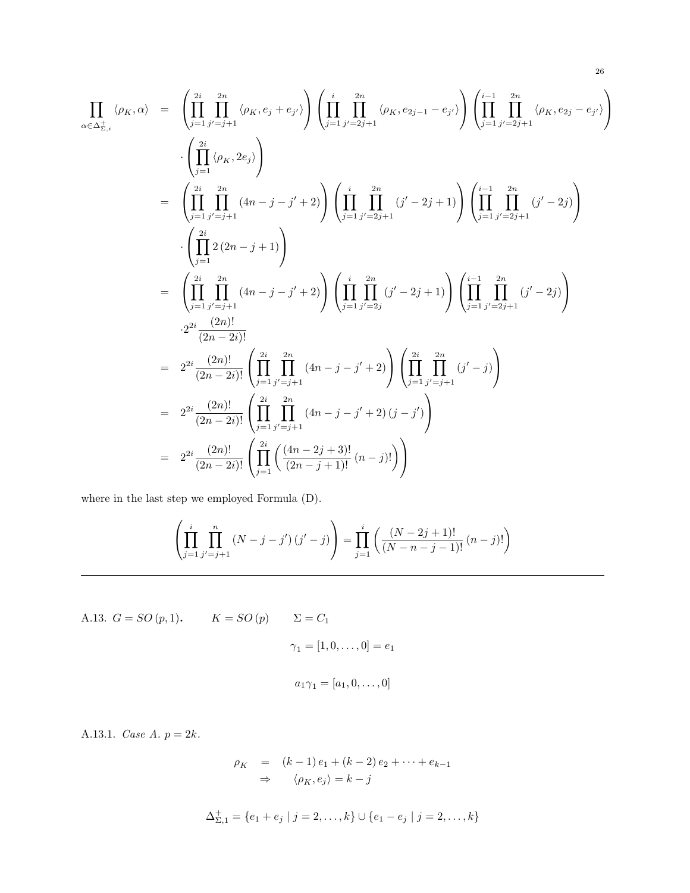$$
\begin{aligned}
\prod_{\alpha\in\Delta^+_{\Sigma,i}} \langle\rho_K,\alpha\rangle &= \left(\prod_{j=1}^{2i}\prod_{j'=j+1}^{2n}\langle\rho_K, e_j+e_{j'}\rangle\right)\left(\prod_{j=1}^{i}\prod_{j'=2j+1}^{2n}\langle\rho_K, e_{2j-1}-e_{j'}\rangle\right)\left(\prod_{j=1}^{i-1}\prod_{j'=2j+1}^{2n}\langle\rho_K, e_{2j}-e_{j'}\rangle\right)\\
&\quad\cdot\left(\prod_{j=1}^{2i}\langle\rho_K, 2e_j\rangle\right)\\
&= \left(\prod_{j=1}^{2i}\prod_{j'=j+1}^{2n}(4n-j-j'+2)\right)\left(\prod_{j=1}^{i}\prod_{j'=2j+1}^{2n}(j'-2j+1)\right)\left(\prod_{j=1}^{i-1}\prod_{j'=2j+1}^{2n}(j'-2j)\right)\\
&\quad\cdot\left(\prod_{j=1}^{2i}2\,(2n-j+1)\right)\\
&= \left(\prod_{j=1}^{2i}\prod_{j'=j+1}^{2n}(4n-j-j'+2)\right)\left(\prod_{j=1}^{i}\prod_{j'=2j}^{2n}(j'-2j+1)\right)\left(\prod_{j=1}^{i-1}\prod_{j'=2j+1}^{2n}(j'-2j)\right)\\
&\quad\cdot 2^{2i}\frac{(2n)!}{(2n-2i)!}\\
&= 2^{2i}\frac{(2n)!}{(2n-2i)!}\left(\prod_{j=1}^{2i}\prod_{j'=j+1}^{2n}(4n-j-j'+2)\right)\left(\prod_{j=1}^{2i}\prod_{j'=j+1}^{2n}(j'-j)\right)\\
&= 2^{2i}\frac{(2n)!}{(2n-2i)!}\left(\prod_{j=1}^{2i}\prod_{j'=j+1}^{2n}(4n-j-j'+2)\,(j-j')\right)\\
&= 2^{2i}\frac{(2n)!}{(2n-2i)!}\left(\prod_{j=1}^{2i}\left(\frac{(4n-2j+3)!}{(2n-j+1)!}\,(n-j)!\right)\right)
\end{aligned}
$$

where in the last step we employed Formula (D).

$$
\left(\prod_{j=1}^{i}\prod_{j'=j+1}^{n}(N-j-j')\,(j'-j)\right) = \prod_{j=1}^{i}\left(\frac{(N-2j+1)!}{(N-n-j-1)!}\,(n-j)!\right)
$$

---

A.13. $G = SO(p,1)$. $\qquad K = SO(p) \qquad \Sigma = C_1$

$$\gamma_1 = [1,0,\ldots,0] = e_1$$

$$a_1\gamma_1 = [a_1,0,\ldots,0]$$

A.13.1. *Case A.* $p = 2k$.

$$
\begin{aligned}
\rho_K &= (k-1)\,e_1 + (k-2)\,e_2 + \cdots + e_{k-1}\\
&\Rightarrow \quad \langle\rho_K, e_j\rangle = k-j
\end{aligned}
$$

$$\Delta^+_{\Sigma,1} = \{e_1+e_j \mid j=2,\ldots,k\}\cup\{e_1-e_j \mid j=2,\ldots,k\}$$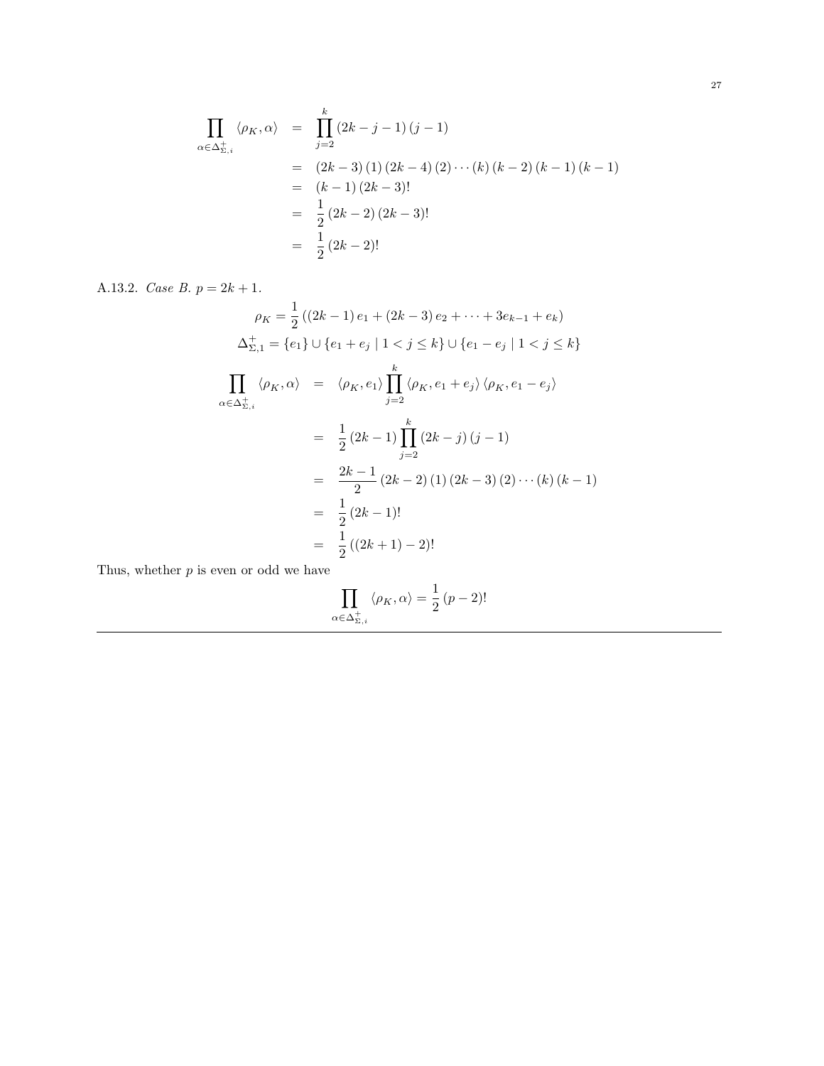$$
\begin{aligned}
\prod_{\alpha\in\Delta^+_{\Sigma,i}} \langle \rho_K, \alpha\rangle &= \prod_{j=2}^{k} (2k-j-1)(j-1) \\
&= (2k-3)(1)(2k-4)(2)\cdots(k)(k-2)(k-1)(k-1) \\
&= (k-1)(2k-3)! \\
&= \frac{1}{2}(2k-2)(2k-3)! \\
&= \frac{1}{2}(2k-2)!
\end{aligned}
$$

A.13.2. *Case B.* $p = 2k+1$.

$$
\rho_K = \frac{1}{2}\left((2k-1)e_1 + (2k-3)e_2 + \cdots + 3e_{k-1} + e_k\right)
$$

$$
\Delta^+_{\Sigma,1} = \{e_1\} \cup \{e_1 + e_j \mid 1 < j \le k\} \cup \{e_1 - e_j \mid 1 < j \le k\}
$$

$$
\begin{aligned}
\prod_{\alpha\in\Delta^+_{\Sigma,i}} \langle \rho_K, \alpha\rangle &= \langle \rho_K, e_1\rangle \prod_{j=2}^{k} \langle \rho_K, e_1 + e_j\rangle \langle \rho_K, e_1 - e_j\rangle \\
&= \frac{1}{2}(2k-1)\prod_{j=2}^{k}(2k-j)(j-1) \\
&= \frac{2k-1}{2}(2k-2)(1)(2k-3)(2)\cdots(k)(k-1) \\
&= \frac{1}{2}(2k-1)! \\
&= \frac{1}{2}((2k+1)-2)!
\end{aligned}
$$

Thus, whether $p$ is even or odd we have

$$
\prod_{\alpha\in\Delta^+_{\Sigma,i}} \langle \rho_K, \alpha\rangle = \frac{1}{2}(p-2)!
$$